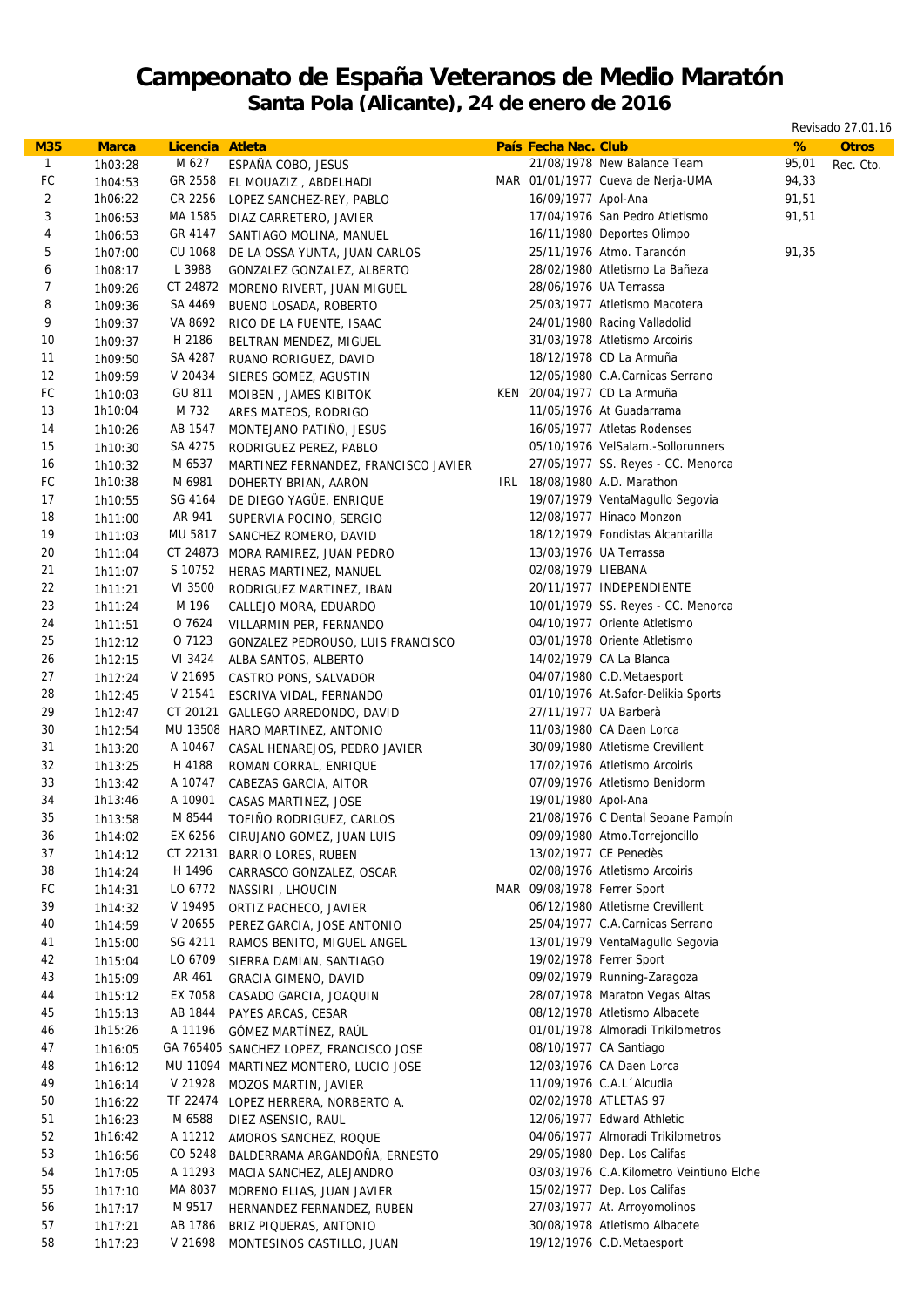# Campeonato de España Veteranos de Medio Maratón

## Santa Pola (Alicante), 24 de enero de 2016

Revisado 27.01.16

| M35 | Marca | Licencia | Atleta | País | Fecha Nac. | Club | % | Otros |
|---|---|---|---|---|---|---|---|---|
| 1 | 1h03:28 | M 627 | ESPAÑA COBO, JESUS | | 21/08/1978 | New Balance Team | 95,01 | Rec. Cto. |
| FC | 1h04:53 | GR 2558 | EL MOUAZIZ , ABDELHADI | MAR | 01/01/1977 | Cueva de Nerja-UMA | 94,33 | |
| 2 | 1h06:22 | CR 2256 | LOPEZ SANCHEZ-REY, PABLO | | 16/09/1977 | Apol-Ana | 91,51 | |
| 3 | 1h06:53 | MA 1585 | DIAZ CARRETERO, JAVIER | | 17/04/1976 | San Pedro Atletismo | 91,51 | |
| 4 | 1h06:53 | GR 4147 | SANTIAGO MOLINA, MANUEL | | 16/11/1980 | Deportes Olimpo | | |
| 5 | 1h07:00 | CU 1068 | DE LA OSSA YUNTA, JUAN CARLOS | | 25/11/1976 | Atmo. Tarancón | 91,35 | |
| 6 | 1h08:17 | L 3988 | GONZALEZ GONZALEZ, ALBERTO | | 28/02/1980 | Atletismo La Bañeza | | |
| 7 | 1h09:26 | CT 24872 | MORENO RIVERT, JUAN MIGUEL | | 28/06/1976 | UA Terrassa | | |
| 8 | 1h09:36 | SA 4469 | BUENO LOSADA, ROBERTO | | 25/03/1977 | Atletismo Macotera | | |
| 9 | 1h09:37 | VA 8692 | RICO DE LA FUENTE, ISAAC | | 24/01/1980 | Racing Valladolid | | |
| 10 | 1h09:37 | H 2186 | BELTRAN MENDEZ, MIGUEL | | 31/03/1978 | Atletismo Arcoiris | | |
| 11 | 1h09:50 | SA 4287 | RUANO RORIGUEZ, DAVID | | 18/12/1978 | CD La Armuña | | |
| 12 | 1h09:59 | V 20434 | SIERES GOMEZ, AGUSTIN | | 12/05/1980 | C.A.Carnicas Serrano | | |
| FC | 1h10:03 | GU 811 | MOIBEN , JAMES KIBITOK | KEN | 20/04/1977 | CD La Armuña | | |
| 13 | 1h10:04 | M 732 | ARES MATEOS, RODRIGO | | 11/05/1976 | At Guadarrama | | |
| 14 | 1h10:26 | AB 1547 | MONTEJANO PATIÑO, JESUS | | 16/05/1977 | Atletas Rodenses | | |
| 15 | 1h10:30 | SA 4275 | RODRIGUEZ PEREZ, PABLO | | 05/10/1976 | VelSalam.-Sollorunners | | |
| 16 | 1h10:32 | M 6537 | MARTINEZ FERNANDEZ, FRANCISCO JAVIER | | 27/05/1977 | SS. Reyes - CC. Menorca | | |
| FC | 1h10:38 | M 6981 | DOHERTY BRIAN, AARON | IRL | 18/08/1980 | A.D. Marathon | | |
| 17 | 1h10:55 | SG 4164 | DE DIEGO YAGÜE, ENRIQUE | | 19/07/1979 | VentaMagullo Segovia | | |
| 18 | 1h11:00 | AR 941 | SUPERVIA POCINO, SERGIO | | 12/08/1977 | Hinaco Monzon | | |
| 19 | 1h11:03 | MU 5817 | SANCHEZ ROMERO, DAVID | | 18/12/1979 | Fondistas Alcantarilla | | |
| 20 | 1h11:04 | CT 24873 | MORA RAMIREZ, JUAN PEDRO | | 13/03/1976 | UA Terrassa | | |
| 21 | 1h11:07 | S 10752 | HERAS MARTINEZ, MANUEL | | 02/08/1979 | LIEBANA | | |
| 22 | 1h11:21 | VI 3500 | RODRIGUEZ MARTINEZ, IBAN | | 20/11/1977 | INDEPENDIENTE | | |
| 23 | 1h11:24 | M 196 | CALLEJO MORA, EDUARDO | | 10/01/1979 | SS. Reyes - CC. Menorca | | |
| 24 | 1h11:51 | O 7624 | VILLARMIN PER, FERNANDO | | 04/10/1977 | Oriente Atletismo | | |
| 25 | 1h12:12 | O 7123 | GONZALEZ PEDROUSO, LUIS FRANCISCO | | 03/01/1978 | Oriente Atletismo | | |
| 26 | 1h12:15 | VI 3424 | ALBA SANTOS, ALBERTO | | 14/02/1979 | CA La Blanca | | |
| 27 | 1h12:24 | V 21695 | CASTRO PONS, SALVADOR | | 04/07/1980 | C.D.Metaesport | | |
| 28 | 1h12:45 | V 21541 | ESCRIVA VIDAL, FERNANDO | | 01/10/1976 | At.Safor-Delikia Sports | | |
| 29 | 1h12:47 | CT 20121 | GALLEGO ARREDONDO, DAVID | | 27/11/1977 | UA Barberà | | |
| 30 | 1h12:54 | MU 13508 | HARO MARTINEZ, ANTONIO | | 11/03/1980 | CA Daen Lorca | | |
| 31 | 1h13:20 | A 10467 | CASAL HENAREJOS, PEDRO JAVIER | | 30/09/1980 | Atletisme Crevillent | | |
| 32 | 1h13:25 | H 4188 | ROMAN CORRAL, ENRIQUE | | 17/02/1976 | Atletismo Arcoiris | | |
| 33 | 1h13:42 | A 10747 | CABEZAS GARCIA, AITOR | | 07/09/1976 | Atletismo Benidorm | | |
| 34 | 1h13:46 | A 10901 | CASAS MARTINEZ, JOSE | | 19/01/1980 | Apol-Ana | | |
| 35 | 1h13:58 | M 8544 | TOFIÑO RODRIGUEZ, CARLOS | | 21/08/1976 | C Dental Seoane Pampín | | |
| 36 | 1h14:02 | EX 6256 | CIRUJANO GOMEZ, JUAN LUIS | | 09/09/1980 | Atmo.Torrejoncillo | | |
| 37 | 1h14:12 | CT 22131 | BARRIO LORES, RUBEN | | 13/02/1977 | CE Penedès | | |
| 38 | 1h14:24 | H 1496 | CARRASCO GONZALEZ, OSCAR | | 02/08/1976 | Atletismo Arcoiris | | |
| FC | 1h14:31 | LO 6772 | NASSIRI , LHOUCIN | MAR | 09/08/1978 | Ferrer Sport | | |
| 39 | 1h14:32 | V 19495 | ORTIZ PACHECO, JAVIER | | 06/12/1980 | Atletisme Crevillent | | |
| 40 | 1h14:59 | V 20655 | PEREZ GARCIA, JOSE ANTONIO | | 25/04/1977 | C.A.Carnicas Serrano | | |
| 41 | 1h15:00 | SG 4211 | RAMOS BENITO, MIGUEL ANGEL | | 13/01/1979 | VentaMagullo Segovia | | |
| 42 | 1h15:04 | LO 6709 | SIERRA DAMIAN, SANTIAGO | | 19/02/1978 | Ferrer Sport | | |
| 43 | 1h15:09 | AR 461 | GRACIA GIMENO, DAVID | | 09/02/1979 | Running-Zaragoza | | |
| 44 | 1h15:12 | EX 7058 | CASADO GARCIA, JOAQUIN | | 28/07/1978 | Maraton Vegas Altas | | |
| 45 | 1h15:13 | AB 1844 | PAYES ARCAS, CESAR | | 08/12/1978 | Atletismo Albacete | | |
| 46 | 1h15:26 | A 11196 | GÓMEZ MARTÍNEZ, RAÚL | | 01/01/1978 | Almoradi Trikilometros | | |
| 47 | 1h16:05 | GA 765405 | SANCHEZ LOPEZ, FRANCISCO JOSE | | 08/10/1977 | CA Santiago | | |
| 48 | 1h16:12 | MU 11094 | MARTINEZ MONTERO, LUCIO JOSE | | 12/03/1976 | CA Daen Lorca | | |
| 49 | 1h16:14 | V 21928 | MOZOS MARTIN, JAVIER | | 11/09/1976 | C.A.L´Alcudia | | |
| 50 | 1h16:22 | TF 22474 | LOPEZ HERRERA, NORBERTO A. | | 02/02/1978 | ATLETAS 97 | | |
| 51 | 1h16:23 | M 6588 | DIEZ ASENSIO, RAUL | | 12/06/1977 | Edward Athletic | | |
| 52 | 1h16:42 | A 11212 | AMOROS SANCHEZ, ROQUE | | 04/06/1977 | Almoradi Trikilometros | | |
| 53 | 1h16:56 | CO 5248 | BALDERRAMA ARGANDOÑA, ERNESTO | | 29/05/1980 | Dep. Los Califas | | |
| 54 | 1h17:05 | A 11293 | MACIA SANCHEZ, ALEJANDRO | | 03/03/1976 | C.A.Kilometro Veintiuno Elche | | |
| 55 | 1h17:10 | MA 8037 | MORENO ELIAS, JUAN JAVIER | | 15/02/1977 | Dep. Los Califas | | |
| 56 | 1h17:17 | M 9517 | HERNANDEZ FERNANDEZ, RUBEN | | 27/03/1977 | At. Arroyomolinos | | |
| 57 | 1h17:21 | AB 1786 | BRIZ PIQUERAS, ANTONIO | | 30/08/1978 | Atletismo Albacete | | |
| 58 | 1h17:23 | V 21698 | MONTESINOS CASTILLO, JUAN | | 19/12/1976 | C.D.Metaesport | | |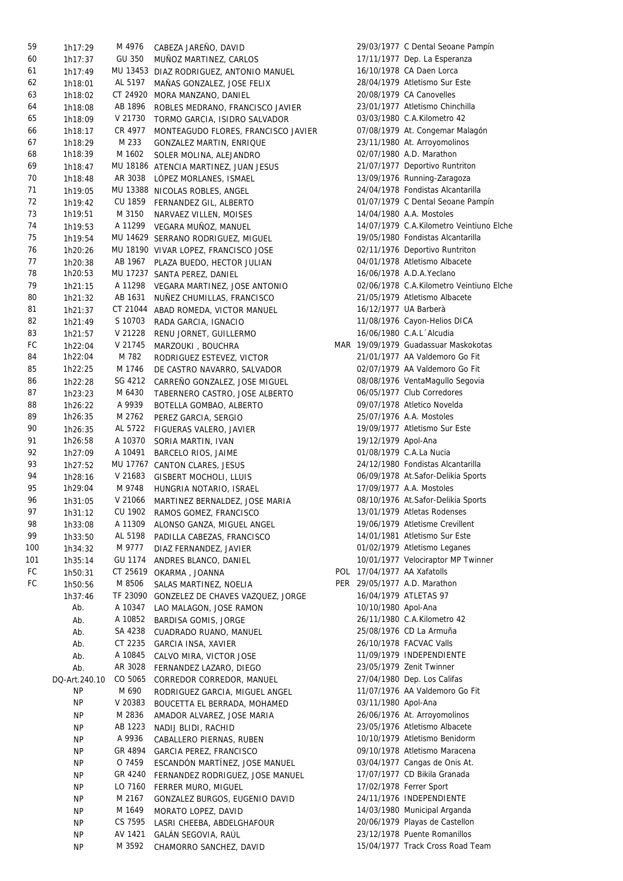| Pos | Tiempo | Dorsal | Nombre | Nac | Fecha | Club |
|---|---|---|---|---|---|---|
| 59 | 1h17:29 | M 4976 | CABEZA JAREÑO, DAVID | | 29/03/1977 | C Dental Seoane Pampín |
| 60 | 1h17:37 | GU 350 | MUÑOZ MARTINEZ, CARLOS | | 17/11/1977 | Dep. La Esperanza |
| 61 | 1h17:49 | MU 13453 | DIAZ RODRIGUEZ, ANTONIO MANUEL | | 16/10/1978 | CA Daen Lorca |
| 62 | 1h18:01 | AL 5197 | MAÑAS GONZALEZ, JOSE FELIX | | 28/04/1979 | Atletismo Sur Este |
| 63 | 1h18:02 | CT 24920 | MORA MANZANO, DANIEL | | 20/08/1979 | CA Canovelles |
| 64 | 1h18:08 | AB 1896 | ROBLES MEDRANO, FRANCISCO JAVIER | | 23/01/1977 | Atletismo Chinchilla |
| 65 | 1h18:09 | V 21730 | TORMO GARCIA, ISIDRO SALVADOR | | 03/03/1980 | C.A.Kilometro 42 |
| 66 | 1h18:17 | CR 4977 | MONTEAGUDO FLORES, FRANCISCO JAVIER | | 07/08/1979 | At. Congemar Malagón |
| 67 | 1h18:29 | M 233 | GONZALEZ MARTIN, ENRIQUE | | 23/11/1980 | At. Arroyomolinos |
| 68 | 1h18:39 | M 1602 | SOLER MOLINA, ALEJANDRO | | 02/07/1980 | A.D. Marathon |
| 69 | 1h18:47 | MU 18186 | ATENCIA MARTINEZ, JUAN JESUS | | 21/07/1977 | Deportivo Runtriton |
| 70 | 1h18:48 | AR 3038 | LÓPEZ MORLANES, ISMAEL | | 13/09/1976 | Running-Zaragoza |
| 71 | 1h19:05 | MU 13388 | NICOLAS ROBLES, ANGEL | | 24/04/1978 | Fondistas Alcantarilla |
| 72 | 1h19:42 | CU 1859 | FERNANDEZ GIL, ALBERTO | | 01/07/1979 | C Dental Seoane Pampín |
| 73 | 1h19:51 | M 3150 | NARVAEZ VILLEN, MOISES | | 14/04/1980 | A.A. Mostoles |
| 74 | 1h19:53 | A 11299 | VEGARA MUÑOZ, MANUEL | | 14/07/1979 | C.A.Kilometro Veintiuno Elche |
| 75 | 1h19:54 | MU 14629 | SERRANO RODRIGUEZ, MIGUEL | | 19/05/1980 | Fondistas Alcantarilla |
| 76 | 1h20:26 | MU 18190 | VIVAR LOPEZ, FRANCISCO JOSE | | 02/11/1976 | Deportivo Runtriton |
| 77 | 1h20:38 | AB 1967 | PLAZA BUEDO, HECTOR JULIAN | | 04/01/1978 | Atletismo Albacete |
| 78 | 1h20:53 | MU 17237 | SANTA PEREZ, DANIEL | | 16/06/1978 | A.D.A.Yeclano |
| 79 | 1h21:15 | A 11298 | VEGARA MARTINEZ, JOSE ANTONIO | | 02/06/1978 | C.A.Kilometro Veintiuno Elche |
| 80 | 1h21:32 | AB 1631 | NUÑEZ CHUMILLAS, FRANCISCO | | 21/05/1979 | Atletismo Albacete |
| 81 | 1h21:37 | CT 21044 | ABAD ROMEDA, VICTOR MANUEL | | 16/12/1977 | UA Barberà |
| 82 | 1h21:49 | S 10703 | RADA GARCIA, IGNACIO | | 11/08/1976 | Cayon-Helios DICA |
| 83 | 1h21:57 | V 21228 | RENU JORNET, GUILLERMO | | 16/06/1980 | C.A.L´Alcudia |
| FC | 1h22:04 | V 21745 | MARZOUKI , BOUCHRA | MAR | 19/09/1979 | Guadassuar Maskokotas |
| 84 | 1h22:04 | M 782 | RODRIGUEZ ESTEVEZ, VICTOR | | 21/01/1977 | AA Valdemoro Go Fit |
| 85 | 1h22:25 | M 1746 | DE CASTRO NAVARRO, SALVADOR | | 02/07/1979 | AA Valdemoro Go Fit |
| 86 | 1h22:28 | SG 4212 | CARREÑO GONZALEZ, JOSE MIGUEL | | 08/08/1976 | VentaMagullo Segovia |
| 87 | 1h23:23 | M 6430 | TABERNERO CASTRO, JOSE ALBERTO | | 06/05/1977 | Club Corredores |
| 88 | 1h26:22 | A 9939 | BOTELLA GOMBAO, ALBERTO | | 09/07/1978 | Atletico Novelda |
| 89 | 1h26:35 | M 2762 | PEREZ GARCIA, SERGIO | | 25/07/1976 | A.A. Mostoles |
| 90 | 1h26:35 | AL 5722 | FIGUERAS VALERO, JAVIER | | 19/09/1977 | Atletismo Sur Este |
| 91 | 1h26:58 | A 10370 | SORIA MARTIN, IVAN | | 19/12/1979 | Apol-Ana |
| 92 | 1h27:09 | A 10491 | BARCELO RIOS, JAIME | | 01/08/1979 | C.A.La Nucia |
| 93 | 1h27:52 | MU 17767 | CANTON CLARES, JESUS | | 24/12/1980 | Fondistas Alcantarilla |
| 94 | 1h28:16 | V 21683 | GISBERT MOCHOLI, LLUIS | | 06/09/1978 | At.Safor-Delikia Sports |
| 95 | 1h29:04 | M 9748 | HUNGRIA NOTARIO, ISRAEL | | 17/09/1977 | A.A. Mostoles |
| 96 | 1h31:05 | V 21066 | MARTINEZ BERNALDEZ, JOSE MARIA | | 08/10/1976 | At.Safor-Delikia Sports |
| 97 | 1h31:12 | CU 1902 | RAMOS GOMEZ, FRANCISCO | | 13/01/1979 | Atletas Rodenses |
| 98 | 1h33:08 | A 11309 | ALONSO GANZA, MIGUEL ANGEL | | 19/06/1979 | Atletisme Crevillent |
| 99 | 1h33:50 | AL 5198 | PADILLA CABEZAS, FRANCISCO | | 14/01/1981 | Atletismo Sur Este |
| 100 | 1h34:32 | M 9777 | DIAZ FERNANDEZ, JAVIER | | 01/02/1979 | Atletismo Leganes |
| 101 | 1h35:14 | GU 1174 | ANDRES BLANCO, DANIEL | | 10/01/1977 | Velociraptor MP Twinner |
| FC | 1h50:31 | CT 25619 | OKARMA , JOANNA | POL | 17/04/1977 | AA Xafatolls |
| FC | 1h50:56 | M 8506 | SALAS MARTINEZ, NOELIA | PER | 29/05/1977 | A.D. Marathon |
| | 1h37:46 | TF 23090 | GONZELEZ DE CHAVES VAZQUEZ, JORGE | | 16/04/1979 | ATLETAS 97 |
| | Ab. | A 10347 | LAO MALAGON, JOSE RAMON | | 10/10/1980 | Apol-Ana |
| | Ab. | A 10852 | BARDISA GOMIS, JORGE | | 26/11/1980 | C.A.Kilometro 42 |
| | Ab. | SA 4238 | CUADRADO RUANO, MANUEL | | 25/08/1976 | CD La Armuña |
| | Ab. | CT 2235 | GARCIA INSA, XAVIER | | 26/10/1978 | FACVAC Valls |
| | Ab. | A 10845 | CALVO MIRA, VICTOR JOSE | | 11/09/1979 | INDEPENDIENTE |
| | Ab. | AR 3028 | FERNANDEZ LAZARO, DIEGO | | 23/05/1979 | Zenit Twinner |
| | DQ-Art.240.10 | CO 5065 | CORREDOR CORREDOR, MANUEL | | 27/04/1980 | Dep. Los Califas |
| | NP | M 690 | RODRIGUEZ GARCIA, MIGUEL ANGEL | | 11/07/1976 | AA Valdemoro Go Fit |
| | NP | V 20383 | BOUCETTA EL BERRADA, MOHAMED | | 03/11/1980 | Apol-Ana |
| | NP | M 2836 | AMADOR ALVAREZ, JOSE MARIA | | 26/06/1976 | At. Arroyomolinos |
| | NP | AB 1223 | NADIJ BLIDI, RACHID | | 23/05/1976 | Atletismo Albacete |
| | NP | A 9936 | CABALLERO PIERNAS, RUBEN | | 10/10/1979 | Atletismo Benidorm |
| | NP | GR 4894 | GARCIA PEREZ, FRANCISCO | | 09/10/1978 | Atletismo Maracena |
| | NP | O 7459 | ESCANDÓN MARTÍNEZ, JOSE MANUEL | | 03/04/1977 | Cangas de Onis At. |
| | NP | GR 4240 | FERNANDEZ RODRIGUEZ, JOSE MANUEL | | 17/07/1977 | CD Bikila Granada |
| | NP | LO 7160 | FERRER MURO, MIGUEL | | 17/02/1978 | Ferrer Sport |
| | NP | M 2167 | GONZALEZ BURGOS, EUGENIO DAVID | | 24/11/1976 | INDEPENDIENTE |
| | NP | M 1649 | MORATO LOPEZ, DAVID | | 14/03/1980 | Municipal Arganda |
| | NP | CS 7595 | LASRI CHEEBA, ABDELGHAFOUR | | 20/06/1979 | Playas de Castellon |
| | NP | AV 1421 | GALÁN SEGOVIA, RAÚL | | 23/12/1978 | Puente Romanillos |
| | NP | M 3592 | CHAMORRO SANCHEZ, DAVID | | 15/04/1977 | Track Cross Road Team |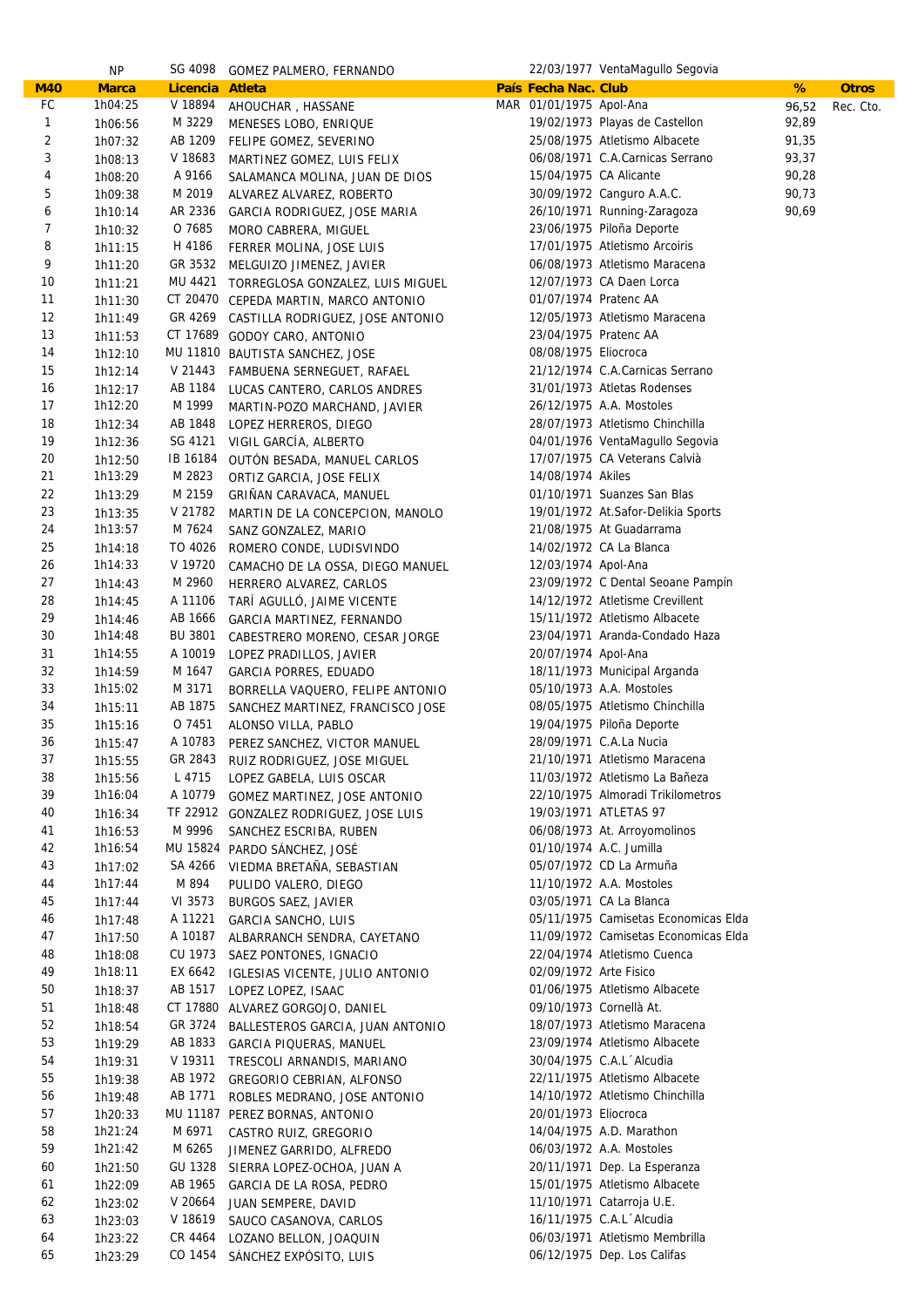| | NP | SG 4098 | GOMEZ PALMERO, FERNANDO | | 22/03/1977 | VentaMagullo Segovia | | |
|---|---|---|---|---|---|---|---|---|
| **M40** | **Marca** | **Licencia** | **Atleta** | **País** | **Fecha Nac.** | **Club** | **%** | **Otros** |
| FC | 1h04:25 | V 18894 | AHOUCHAR , HASSANE | MAR | 01/01/1975 | Apol-Ana | 96,52 | Rec. Cto. |
| 1 | 1h06:56 | M 3229 | MENESES LOBO, ENRIQUE | | 19/02/1973 | Playas de Castellon | 92,89 | |
| 2 | 1h07:32 | AB 1209 | FELIPE GOMEZ, SEVERINO | | 25/08/1975 | Atletismo Albacete | 91,35 | |
| 3 | 1h08:13 | V 18683 | MARTINEZ GOMEZ, LUIS FELIX | | 06/08/1971 | C.A.Carnicas Serrano | 93,37 | |
| 4 | 1h08:20 | A 9166 | SALAMANCA MOLINA, JUAN DE DIOS | | 15/04/1975 | CA Alicante | 90,28 | |
| 5 | 1h09:38 | M 2019 | ALVAREZ ALVAREZ, ROBERTO | | 30/09/1972 | Canguro A.A.C. | 90,73 | |
| 6 | 1h10:14 | AR 2336 | GARCIA RODRIGUEZ, JOSE MARIA | | 26/10/1971 | Running-Zaragoza | 90,69 | |
| 7 | 1h10:32 | O 7685 | MORO CABRERA, MIGUEL | | 23/06/1975 | Piloña Deporte | | |
| 8 | 1h11:15 | H 4186 | FERRER MOLINA, JOSE LUIS | | 17/01/1975 | Atletismo Arcoiris | | |
| 9 | 1h11:20 | GR 3532 | MELGUIZO JIMENEZ, JAVIER | | 06/08/1973 | Atletismo Maracena | | |
| 10 | 1h11:21 | MU 4421 | TORREGLOSA GONZALEZ, LUIS MIGUEL | | 12/07/1973 | CA Daen Lorca | | |
| 11 | 1h11:30 | CT 20470 | CEPEDA MARTIN, MARCO ANTONIO | | 01/07/1974 | Pratenc AA | | |
| 12 | 1h11:49 | GR 4269 | CASTILLA RODRIGUEZ, JOSE ANTONIO | | 12/05/1973 | Atletismo Maracena | | |
| 13 | 1h11:53 | CT 17689 | GODOY CARO, ANTONIO | | 23/04/1975 | Pratenc AA | | |
| 14 | 1h12:10 | MU 11810 | BAUTISTA SANCHEZ, JOSE | | 08/08/1975 | Eliocroca | | |
| 15 | 1h12:14 | V 21443 | FAMBUENA SERNEGUET, RAFAEL | | 21/12/1974 | C.A.Carnicas Serrano | | |
| 16 | 1h12:17 | AB 1184 | LUCAS CANTERO, CARLOS ANDRES | | 31/01/1973 | Atletas Rodenses | | |
| 17 | 1h12:20 | M 1999 | MARTIN-POZO MARCHAND, JAVIER | | 26/12/1975 | A.A. Mostoles | | |
| 18 | 1h12:34 | AB 1848 | LOPEZ HERREROS, DIEGO | | 28/07/1973 | Atletismo Chinchilla | | |
| 19 | 1h12:36 | SG 4121 | VIGIL GARCÍA, ALBERTO | | 04/01/1976 | VentaMagullo Segovia | | |
| 20 | 1h12:50 | IB 16184 | OUTÓN BESADA, MANUEL CARLOS | | 17/07/1975 | CA Veterans Calvià | | |
| 21 | 1h13:29 | M 2823 | ORTIZ GARCIA, JOSE FELIX | | 14/08/1974 | Akiles | | |
| 22 | 1h13:29 | M 2159 | GRIÑAN CARAVACA, MANUEL | | 01/10/1971 | Suanzes San Blas | | |
| 23 | 1h13:35 | V 21782 | MARTIN DE LA CONCEPCION, MANOLO | | 19/01/1972 | At.Safor-Delikia Sports | | |
| 24 | 1h13:57 | M 7624 | SANZ GONZALEZ, MARIO | | 21/08/1975 | At Guadarrama | | |
| 25 | 1h14:18 | TO 4026 | ROMERO CONDE, LUDISVINDO | | 14/02/1972 | CA La Blanca | | |
| 26 | 1h14:33 | V 19720 | CAMACHO DE LA OSSA, DIEGO MANUEL | | 12/03/1974 | Apol-Ana | | |
| 27 | 1h14:43 | M 2960 | HERRERO ALVAREZ, CARLOS | | 23/09/1972 | C Dental Seoane Pampín | | |
| 28 | 1h14:45 | A 11106 | TARÍ AGULLÓ, JAIME VICENTE | | 14/12/1972 | Atletisme Crevillent | | |
| 29 | 1h14:46 | AB 1666 | GARCIA MARTINEZ, FERNANDO | | 15/11/1972 | Atletismo Albacete | | |
| 30 | 1h14:48 | BU 3801 | CABESTRERO MORENO, CESAR JORGE | | 23/04/1971 | Aranda-Condado Haza | | |
| 31 | 1h14:55 | A 10019 | LOPEZ PRADILLOS, JAVIER | | 20/07/1974 | Apol-Ana | | |
| 32 | 1h14:59 | M 1647 | GARCIA PORRES, EDUADO | | 18/11/1973 | Municipal Arganda | | |
| 33 | 1h15:02 | M 3171 | BORRELLA VAQUERO, FELIPE ANTONIO | | 05/10/1973 | A.A. Mostoles | | |
| 34 | 1h15:11 | AB 1875 | SANCHEZ MARTINEZ, FRANCISCO JOSE | | 08/05/1975 | Atletismo Chinchilla | | |
| 35 | 1h15:16 | O 7451 | ALONSO VILLA, PABLO | | 19/04/1975 | Piloña Deporte | | |
| 36 | 1h15:47 | A 10783 | PEREZ SANCHEZ, VICTOR MANUEL | | 28/09/1971 | C.A.La Nucia | | |
| 37 | 1h15:55 | GR 2843 | RUIZ RODRIGUEZ, JOSE MIGUEL | | 21/10/1971 | Atletismo Maracena | | |
| 38 | 1h15:56 | L 4715 | LOPEZ GABELA, LUIS OSCAR | | 11/03/1972 | Atletismo La Bañeza | | |
| 39 | 1h16:04 | A 10779 | GOMEZ MARTINEZ, JOSE ANTONIO | | 22/10/1975 | Almoradi Trikilometros | | |
| 40 | 1h16:34 | TF 22912 | GONZALEZ RODRIGUEZ, JOSE LUIS | | 19/03/1971 | ATLETAS 97 | | |
| 41 | 1h16:53 | M 9996 | SANCHEZ ESCRIBA, RUBEN | | 06/08/1973 | At. Arroyomolinos | | |
| 42 | 1h16:54 | MU 15824 | PARDO SÁNCHEZ, JOSÉ | | 01/10/1974 | A.C. Jumilla | | |
| 43 | 1h17:02 | SA 4266 | VIEDMA BRETAÑA, SEBASTIAN | | 05/07/1972 | CD La Armuña | | |
| 44 | 1h17:44 | M 894 | PULIDO VALERO, DIEGO | | 11/10/1972 | A.A. Mostoles | | |
| 45 | 1h17:44 | VI 3573 | BURGOS SAEZ, JAVIER | | 03/05/1971 | CA La Blanca | | |
| 46 | 1h17:48 | A 11221 | GARCIA SANCHO, LUIS | | 05/11/1975 | Camisetas Economicas Elda | | |
| 47 | 1h17:50 | A 10187 | ALBARRANCH SENDRA, CAYETANO | | 11/09/1972 | Camisetas Economicas Elda | | |
| 48 | 1h18:08 | CU 1973 | SAEZ PONTONES, IGNACIO | | 22/04/1974 | Atletismo Cuenca | | |
| 49 | 1h18:11 | EX 6642 | IGLESIAS VICENTE, JULIO ANTONIO | | 02/09/1972 | Arte Fisico | | |
| 50 | 1h18:37 | AB 1517 | LOPEZ LOPEZ, ISAAC | | 01/06/1975 | Atletismo Albacete | | |
| 51 | 1h18:48 | CT 17880 | ALVAREZ GORGOJO, DANIEL | | 09/10/1973 | Cornellà At. | | |
| 52 | 1h18:54 | GR 3724 | BALLESTEROS GARCIA, JUAN ANTONIO | | 18/07/1973 | Atletismo Maracena | | |
| 53 | 1h19:29 | AB 1833 | GARCIA PIQUERAS, MANUEL | | 23/09/1974 | Atletismo Albacete | | |
| 54 | 1h19:31 | V 19311 | TRESCOLI ARNANDIS, MARIANO | | 30/04/1975 | C.A.L´Alcudia | | |
| 55 | 1h19:38 | AB 1972 | GREGORIO CEBRIAN, ALFONSO | | 22/11/1975 | Atletismo Albacete | | |
| 56 | 1h19:48 | AB 1771 | ROBLES MEDRANO, JOSE ANTONIO | | 14/10/1972 | Atletismo Chinchilla | | |
| 57 | 1h20:33 | MU 11187 | PEREZ BORNAS, ANTONIO | | 20/01/1973 | Eliocroca | | |
| 58 | 1h21:24 | M 6971 | CASTRO RUIZ, GREGORIO | | 14/04/1975 | A.D. Marathon | | |
| 59 | 1h21:42 | M 6265 | JIMENEZ GARRIDO, ALFREDO | | 06/03/1972 | A.A. Mostoles | | |
| 60 | 1h21:50 | GU 1328 | SIERRA LOPEZ-OCHOA, JUAN A | | 20/11/1971 | Dep. La Esperanza | | |
| 61 | 1h22:09 | AB 1965 | GARCIA DE LA ROSA, PEDRO | | 15/01/1975 | Atletismo Albacete | | |
| 62 | 1h23:02 | V 20664 | JUAN SEMPERE, DAVID | | 11/10/1971 | Catarroja U.E. | | |
| 63 | 1h23:03 | V 18619 | SAUCO CASANOVA, CARLOS | | 16/11/1975 | C.A.L´Alcudia | | |
| 64 | 1h23:22 | CR 4464 | LOZANO BELLON, JOAQUIN | | 06/03/1971 | Atletismo Membrilla | | |
| 65 | 1h23:29 | CO 1454 | SÁNCHEZ EXPÓSITO, LUIS | | 06/12/1975 | Dep. Los Califas | | |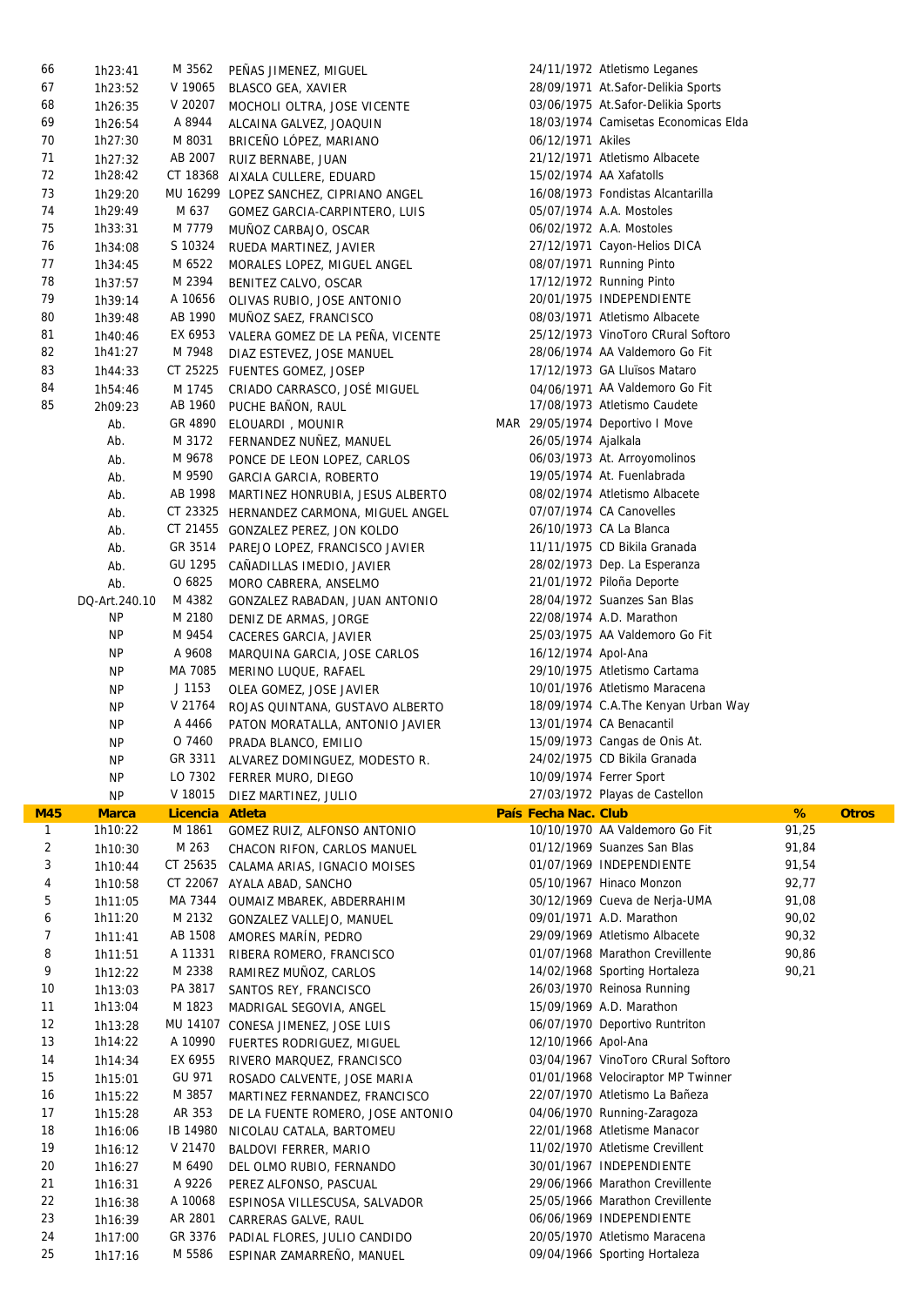| | Marca | Licencia | Atleta | País | Fecha Nac. | Club | % | Otros |
|---|---|---|---|---|---|---|---|---|
| 66 | 1h23:41 | M 3562 | PEÑAS JIMENEZ, MIGUEL | | 24/11/1972 | Atletismo Leganes | | |
| 67 | 1h23:52 | V 19065 | BLASCO GEA, XAVIER | | 28/09/1971 | At.Safor-Delikia Sports | | |
| 68 | 1h26:35 | V 20207 | MOCHOLI OLTRA, JOSE VICENTE | | 03/06/1975 | At.Safor-Delikia Sports | | |
| 69 | 1h26:54 | A 8944 | ALCAINA GALVEZ, JOAQUIN | | 18/03/1974 | Camisetas Economicas Elda | | |
| 70 | 1h27:30 | M 8031 | BRICEÑO LÓPEZ, MARIANO | | 06/12/1971 | Akiles | | |
| 71 | 1h27:32 | AB 2007 | RUIZ BERNABE, JUAN | | 21/12/1971 | Atletismo Albacete | | |
| 72 | 1h28:42 | CT 18368 | AIXALA CULLERE, EDUARD | | 15/02/1974 | AA Xafatolls | | |
| 73 | 1h29:20 | MU 16299 | LOPEZ SANCHEZ, CIPRIANO ANGEL | | 16/08/1973 | Fondistas Alcantarilla | | |
| 74 | 1h29:49 | M 637 | GOMEZ GARCIA-CARPINTERO, LUIS | | 05/07/1974 | A.A. Mostoles | | |
| 75 | 1h33:31 | M 7779 | MUÑOZ CARBAJO, OSCAR | | 06/02/1972 | A.A. Mostoles | | |
| 76 | 1h34:08 | S 10324 | RUEDA MARTINEZ, JAVIER | | 27/12/1971 | Cayon-Helios DICA | | |
| 77 | 1h34:45 | M 6522 | MORALES LOPEZ, MIGUEL ANGEL | | 08/07/1971 | Running Pinto | | |
| 78 | 1h37:57 | M 2394 | BENITEZ CALVO, OSCAR | | 17/12/1972 | Running Pinto | | |
| 79 | 1h39:14 | A 10656 | OLIVAS RUBIO, JOSE ANTONIO | | 20/01/1975 | INDEPENDIENTE | | |
| 80 | 1h39:48 | AB 1990 | MUÑOZ SAEZ, FRANCISCO | | 08/03/1971 | Atletismo Albacete | | |
| 81 | 1h40:46 | EX 6953 | VALERA GOMEZ DE LA PEÑA, VICENTE | | 25/12/1973 | VinoToro CRural Softoro | | |
| 82 | 1h41:27 | M 7948 | DIAZ ESTEVEZ, JOSE MANUEL | | 28/06/1974 | AA Valdemoro Go Fit | | |
| 83 | 1h44:33 | CT 25225 | FUENTES GOMEZ, JOSEP | | 17/12/1973 | GA Lluïsos Mataro | | |
| 84 | 1h54:46 | M 1745 | CRIADO CARRASCO, JOSÉ MIGUEL | | 04/06/1971 | AA Valdemoro Go Fit | | |
| 85 | 2h09:23 | AB 1960 | PUCHE BAÑON, RAUL | | 17/08/1973 | Atletismo Caudete | | |
| | Ab. | GR 4890 | ELOUARDI , MOUNIR | MAR | 29/05/1974 | Deportivo I Move | | |
| | Ab. | M 3172 | FERNANDEZ NUÑEZ, MANUEL | | 26/05/1974 | Ajalkala | | |
| | Ab. | M 9678 | PONCE DE LEON LOPEZ, CARLOS | | 06/03/1973 | At. Arroyomolinos | | |
| | Ab. | M 9590 | GARCIA GARCIA, ROBERTO | | 19/05/1974 | At. Fuenlabrada | | |
| | Ab. | AB 1998 | MARTINEZ HONRUBIA, JESUS ALBERTO | | 08/02/1974 | Atletismo Albacete | | |
| | Ab. | CT 23325 | HERNANDEZ CARMONA, MIGUEL ANGEL | | 07/07/1974 | CA Canovelles | | |
| | Ab. | CT 21455 | GONZALEZ PEREZ, JON KOLDO | | 26/10/1973 | CA La Blanca | | |
| | Ab. | GR 3514 | PAREJO LOPEZ, FRANCISCO JAVIER | | 11/11/1975 | CD Bikila Granada | | |
| | Ab. | GU 1295 | CAÑADILLAS IMEDIO, JAVIER | | 28/02/1973 | Dep. La Esperanza | | |
| | Ab. | O 6825 | MORO CABRERA, ANSELMO | | 21/01/1972 | Piloña Deporte | | |
| | DQ-Art.240.10 | M 4382 | GONZALEZ RABADAN, JUAN ANTONIO | | 28/04/1972 | Suanzes San Blas | | |
| | NP | M 2180 | DENIZ DE ARMAS, JORGE | | 22/08/1974 | A.D. Marathon | | |
| | NP | M 9454 | CACERES GARCIA, JAVIER | | 25/03/1975 | AA Valdemoro Go Fit | | |
| | NP | A 9608 | MARQUINA GARCIA, JOSE CARLOS | | 16/12/1974 | Apol-Ana | | |
| | NP | MA 7085 | MERINO LUQUE, RAFAEL | | 29/10/1975 | Atletismo Cartama | | |
| | NP | J 1153 | OLEA GOMEZ, JOSE JAVIER | | 10/01/1976 | Atletismo Maracena | | |
| | NP | V 21764 | ROJAS QUINTANA, GUSTAVO ALBERTO | | 18/09/1974 | C.A.The Kenyan Urban Way | | |
| | NP | A 4466 | PATON MORATALLA, ANTONIO JAVIER | | 13/01/1974 | CA Benacantil | | |
| | NP | O 7460 | PRADA BLANCO, EMILIO | | 15/09/1973 | Cangas de Onis At. | | |
| | NP | GR 3311 | ALVAREZ DOMINGUEZ, MODESTO R. | | 24/02/1975 | CD Bikila Granada | | |
| | NP | LO 7302 | FERRER MURO, DIEGO | | 10/09/1974 | Ferrer Sport | | |
| | NP | V 18015 | DIEZ MARTINEZ, JULIO | | 27/03/1972 | Playas de Castellon | | |

| M45 | Marca | Licencia | Atleta | País | Fecha Nac. | Club | % | Otros |
|---|---|---|---|---|---|---|---|---|
| 1 | 1h10:22 | M 1861 | GOMEZ RUIZ, ALFONSO ANTONIO | | 10/10/1970 | AA Valdemoro Go Fit | 91,25 | |
| 2 | 1h10:30 | M 263 | CHACON RIFON, CARLOS MANUEL | | 01/12/1969 | Suanzes San Blas | 91,84 | |
| 3 | 1h10:44 | CT 25635 | CALAMA ARIAS, IGNACIO MOISES | | 01/07/1969 | INDEPENDIENTE | 91,54 | |
| 4 | 1h10:58 | CT 22067 | AYALA ABAD, SANCHO | | 05/10/1967 | Hinaco Monzon | 92,77 | |
| 5 | 1h11:05 | MA 7344 | OUMAIZ MBAREK, ABDERRAHIM | | 30/12/1969 | Cueva de Nerja-UMA | 91,08 | |
| 6 | 1h11:20 | M 2132 | GONZALEZ VALLEJO, MANUEL | | 09/01/1971 | A.D. Marathon | 90,02 | |
| 7 | 1h11:41 | AB 1508 | AMORES MARÍN, PEDRO | | 29/09/1969 | Atletismo Albacete | 90,32 | |
| 8 | 1h11:51 | A 11331 | RIBERA ROMERO, FRANCISCO | | 01/07/1968 | Marathon Crevillente | 90,86 | |
| 9 | 1h12:22 | M 2338 | RAMIREZ MUÑOZ, CARLOS | | 14/02/1968 | Sporting Hortaleza | 90,21 | |
| 10 | 1h13:03 | PA 3817 | SANTOS REY, FRANCISCO | | 26/03/1970 | Reinosa Running | | |
| 11 | 1h13:04 | M 1823 | MADRIGAL SEGOVIA, ANGEL | | 15/09/1969 | A.D. Marathon | | |
| 12 | 1h13:28 | MU 14107 | CONESA JIMENEZ, JOSE LUIS | | 06/07/1970 | Deportivo Runtriton | | |
| 13 | 1h14:22 | A 10990 | FUERTES RODRIGUEZ, MIGUEL | | 12/10/1966 | Apol-Ana | | |
| 14 | 1h14:34 | EX 6955 | RIVERO MARQUEZ, FRANCISCO | | 03/04/1967 | VinoToro CRural Softoro | | |
| 15 | 1h15:01 | GU 971 | ROSADO CALVENTE, JOSE MARIA | | 01/01/1968 | Velociraptor MP Twinner | | |
| 16 | 1h15:22 | M 3857 | MARTINEZ FERNANDEZ, FRANCISCO | | 22/07/1970 | Atletismo La Bañeza | | |
| 17 | 1h15:28 | AR 353 | DE LA FUENTE ROMERO, JOSE ANTONIO | | 04/06/1970 | Running-Zaragoza | | |
| 18 | 1h16:06 | IB 14980 | NICOLAU CATALA, BARTOMEU | | 22/01/1968 | Atletisme Manacor | | |
| 19 | 1h16:12 | V 21470 | BALDOVI FERRER, MARIO | | 11/02/1970 | Atletisme Crevillent | | |
| 20 | 1h16:27 | M 6490 | DEL OLMO RUBIO, FERNANDO | | 30/01/1967 | INDEPENDIENTE | | |
| 21 | 1h16:31 | A 9226 | PEREZ ALFONSO, PASCUAL | | 29/06/1966 | Marathon Crevillente | | |
| 22 | 1h16:38 | A 10068 | ESPINOSA VILLESCUSA, SALVADOR | | 25/05/1966 | Marathon Crevillente | | |
| 23 | 1h16:39 | AR 2801 | CARRERAS GALVE, RAUL | | 06/06/1969 | INDEPENDIENTE | | |
| 24 | 1h17:00 | GR 3376 | PADIAL FLORES, JULIO CANDIDO | | 20/05/1970 | Atletismo Maracena | | |
| 25 | 1h17:16 | M 5586 | ESPINAR ZAMARREÑO, MANUEL | | 09/04/1966 | Sporting Hortaleza | | |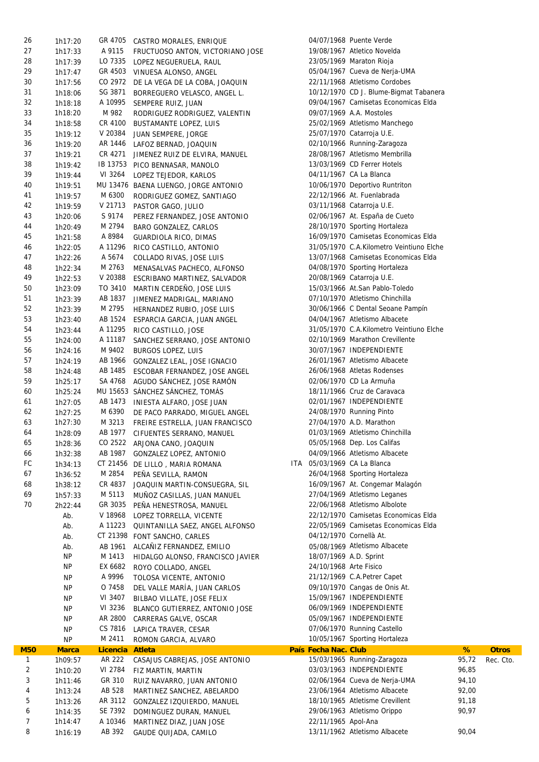| | | | | | | | | |
|---|---|---|---|---|---|---|---|---|
| 26 | 1h17:20 | GR 4705 | CASTRO MORALES, ENRIQUE | | 04/07/1968 | Puente Verde | | |
| 27 | 1h17:33 | A 9115 | FRUCTUOSO ANTON, VICTORIANO JOSE | | 19/08/1967 | Atletico Novelda | | |
| 28 | 1h17:39 | LO 7335 | LOPEZ NEGUERUELA, RAUL | | 23/05/1969 | Maraton Rioja | | |
| 29 | 1h17:47 | GR 4503 | VINUESA ALONSO, ANGEL | | 05/04/1967 | Cueva de Nerja-UMA | | |
| 30 | 1h17:56 | CO 2972 | DE LA VEGA DE LA COBA, JOAQUIN | | 22/11/1968 | Atletismo Cordobes | | |
| 31 | 1h18:06 | SG 3871 | BORREGUERO VELASCO, ANGEL L. | | 10/12/1970 | CD J. Blume-Bigmat Tabanera | | |
| 32 | 1h18:18 | A 10995 | SEMPERE RUIZ, JUAN | | 09/04/1967 | Camisetas Economicas Elda | | |
| 33 | 1h18:20 | M 982 | RODRIGUEZ RODRIGUEZ, VALENTIN | | 09/07/1969 | A.A. Mostoles | | |
| 34 | 1h18:58 | CR 4100 | BUSTAMANTE LOPEZ, LUIS | | 25/02/1969 | Atletismo Manchego | | |
| 35 | 1h19:12 | V 20384 | JUAN SEMPERE, JORGE | | 25/07/1970 | Catarroja U.E. | | |
| 36 | 1h19:20 | AR 1446 | LAFOZ BERNAD, JOAQUIN | | 02/10/1966 | Running-Zaragoza | | |
| 37 | 1h19:21 | CR 4271 | JIMENEZ RUIZ DE ELVIRA, MANUEL | | 28/08/1967 | Atletismo Membrilla | | |
| 38 | 1h19:42 | IB 13753 | PICO BENNASAR, MANOLO | | 13/03/1969 | CD Ferrer Hotels | | |
| 39 | 1h19:44 | VI 3264 | LOPEZ TEJEDOR, KARLOS | | 04/11/1967 | CA La Blanca | | |
| 40 | 1h19:51 | MU 13476 | BAENA LUENGO, JORGE ANTONIO | | 10/06/1970 | Deportivo Runtriton | | |
| 41 | 1h19:57 | M 6300 | RODRIGUEZ GOMEZ, SANTIAGO | | 22/12/1966 | At. Fuenlabrada | | |
| 42 | 1h19:59 | V 21713 | PASTOR GAGO, JULIO | | 03/11/1968 | Catarroja U.E. | | |
| 43 | 1h20:06 | S 9174 | PEREZ FERNANDEZ, JOSE ANTONIO | | 02/06/1967 | At. España de Cueto | | |
| 44 | 1h20:49 | M 2794 | BARO GONZALEZ, CARLOS | | 28/10/1970 | Sporting Hortaleza | | |
| 45 | 1h21:58 | A 8984 | GUARDIOLA RICO, DIMAS | | 16/09/1970 | Camisetas Economicas Elda | | |
| 46 | 1h22:05 | A 11296 | RICO CASTILLO, ANTONIO | | 31/05/1970 | C.A.Kilometro Veintiuno Elche | | |
| 47 | 1h22:26 | A 5674 | COLLADO RIVAS, JOSE LUIS | | 13/07/1968 | Camisetas Economicas Elda | | |
| 48 | 1h22:34 | M 2763 | MENASALVAS PACHECO, ALFONSO | | 04/08/1970 | Sporting Hortaleza | | |
| 49 | 1h22:53 | V 20388 | ESCRIBANO MARTINEZ, SALVADOR | | 20/08/1969 | Catarroja U.E. | | |
| 50 | 1h23:09 | TO 3410 | MARTIN CERDEÑO, JOSE LUIS | | 15/03/1966 | At.San Pablo-Toledo | | |
| 51 | 1h23:39 | AB 1837 | JIMENEZ MADRIGAL, MARIANO | | 07/10/1970 | Atletismo Chinchilla | | |
| 52 | 1h23:39 | M 2795 | HERNANDEZ RUBIO, JOSE LUIS | | 30/06/1966 | C Dental Seoane Pampín | | |
| 53 | 1h23:40 | AB 1524 | ESPARCIA GARCIA, JUAN ANGEL | | 04/04/1967 | Atletismo Albacete | | |
| 54 | 1h23:44 | A 11295 | RICO CASTILLO, JOSE | | 31/05/1970 | C.A.Kilometro Veintiuno Elche | | |
| 55 | 1h24:00 | A 11187 | SANCHEZ SERRANO, JOSE ANTONIO | | 02/10/1969 | Marathon Crevillente | | |
| 56 | 1h24:16 | M 9402 | BURGOS LOPEZ, LUIS | | 30/07/1967 | INDEPENDIENTE | | |
| 57 | 1h24:19 | AB 1966 | GONZALEZ LEAL, JOSE IGNACIO | | 26/01/1967 | Atletismo Albacete | | |
| 58 | 1h24:48 | AB 1485 | ESCOBAR FERNANDEZ, JOSE ANGEL | | 26/06/1968 | Atletas Rodenses | | |
| 59 | 1h25:17 | SA 4768 | AGUDO SÁNCHEZ, JOSE RAMÓN | | 02/06/1970 | CD La Armuña | | |
| 60 | 1h25:24 | MU 15653 | SÁNCHEZ SÁNCHEZ, TOMÁS | | 18/11/1966 | Cruz de Caravaca | | |
| 61 | 1h27:05 | AB 1473 | INIESTA ALFARO, JOSE JUAN | | 02/01/1967 | INDEPENDIENTE | | |
| 62 | 1h27:25 | M 6390 | DE PACO PARRADO, MIGUEL ANGEL | | 24/08/1970 | Running Pinto | | |
| 63 | 1h27:30 | M 3213 | FREIRE ESTRELLA, JUAN FRANCISCO | | 27/04/1970 | A.D. Marathon | | |
| 64 | 1h28:09 | AB 1977 | CIFUENTES SERRANO, MANUEL | | 01/03/1969 | Atletismo Chinchilla | | |
| 65 | 1h28:36 | CO 2522 | ARJONA CANO, JOAQUIN | | 05/05/1968 | Dep. Los Califas | | |
| 66 | 1h32:38 | AB 1987 | GONZALEZ LOPEZ, ANTONIO | | 04/09/1966 | Atletismo Albacete | | |
| FC | 1h34:13 | CT 21456 | DE LILLO , MARIA ROMANA | ITA | 05/03/1969 | CA La Blanca | | |
| 67 | 1h36:52 | M 2854 | PEÑA SEVILLA, RAMON | | 26/04/1968 | Sporting Hortaleza | | |
| 68 | 1h38:12 | CR 4837 | JOAQUIN MARTIN-CONSUEGRA, SIL | | 16/09/1967 | At. Congemar Malagón | | |
| 69 | 1h57:33 | M 5113 | MUÑOZ CASILLAS, JUAN MANUEL | | 27/04/1969 | Atletismo Leganes | | |
| 70 | 2h22:44 | GR 3035 | PEÑA HENESTROSA, MANUEL | | 22/06/1968 | Atletismo Albolote | | |
| | Ab. | V 18968 | LOPEZ TORRELLA, VICENTE | | 22/12/1970 | Camisetas Economicas Elda | | |
| | Ab. | A 11223 | QUINTANILLA SAEZ, ANGEL ALFONSO | | 22/05/1969 | Camisetas Economicas Elda | | |
| | Ab. | CT 21398 | FONT SANCHO, CARLES | | 04/12/1970 | Cornellà At. | | |
| | Ab. | AB 1961 | ALCAÑIZ FERNANDEZ, EMILIO | | 05/08/1969 | Atletismo Albacete | | |
| | NP | M 1413 | HIDALGO ALONSO, FRANCISCO JAVIER | | 18/07/1969 | A.D. Sprint | | |
| | NP | EX 6682 | ROYO COLLADO, ANGEL | | 24/10/1968 | Arte Fisico | | |
| | NP | A 9996 | TOLOSA VICENTE, ANTONIO | | 21/12/1969 | C.A.Petrer Capet | | |
| | NP | O 7458 | DEL VALLE MARÍA, JUAN CARLOS | | 09/10/1970 | Cangas de Onis At. | | |
| | NP | VI 3407 | BILBAO VILLATE, JOSE FELIX | | 15/09/1967 | INDEPENDIENTE | | |
| | NP | VI 3236 | BLANCO GUTIERREZ, ANTONIO JOSE | | 06/09/1969 | INDEPENDIENTE | | |
| | NP | AR 2800 | CARRERAS GALVE, OSCAR | | 05/09/1967 | INDEPENDIENTE | | |
| | NP | CS 7816 | LAPICA TRAVER, CESAR | | 07/06/1970 | Running Castello | | |
| | NP | M 2411 | ROMON GARCIA, ALVARO | | 10/05/1967 | Sporting Hortaleza | | |
| **M50** | **Marca** | **Licencia** | **Atleta** | **País** | **Fecha Nac.** | **Club** | **%** | **Otros** |
| 1 | 1h09:57 | AR 222 | CASAJUS CABREJAS, JOSE ANTONIO | | 15/03/1965 | Running-Zaragoza | 95,72 | Rec. Cto. |
| 2 | 1h10:20 | VI 2784 | FIZ MARTIN, MARTIN | | 03/03/1963 | INDEPENDIENTE | 96,85 | |
| 3 | 1h11:46 | GR 310 | RUIZ NAVARRO, JUAN ANTONIO | | 02/06/1964 | Cueva de Nerja-UMA | 94,10 | |
| 4 | 1h13:24 | AB 528 | MARTINEZ SANCHEZ, ABELARDO | | 23/06/1964 | Atletismo Albacete | 92,00 | |
| 5 | 1h13:26 | AR 3112 | GONZALEZ IZQUIERDO, MANUEL | | 18/10/1965 | Atletisme Crevillent | 91,18 | |
| 6 | 1h14:35 | SE 7392 | DOMINGUEZ DURAN, MANUEL | | 29/06/1963 | Atletismo Orippo | 90,97 | |
| 7 | 1h14:47 | A 10346 | MARTINEZ DIAZ, JUAN JOSE | | 22/11/1965 | Apol-Ana | | |
| 8 | 1h16:19 | AB 392 | GAUDE QUIJADA, CAMILO | | 13/11/1962 | Atletismo Albacete | 90,04 | |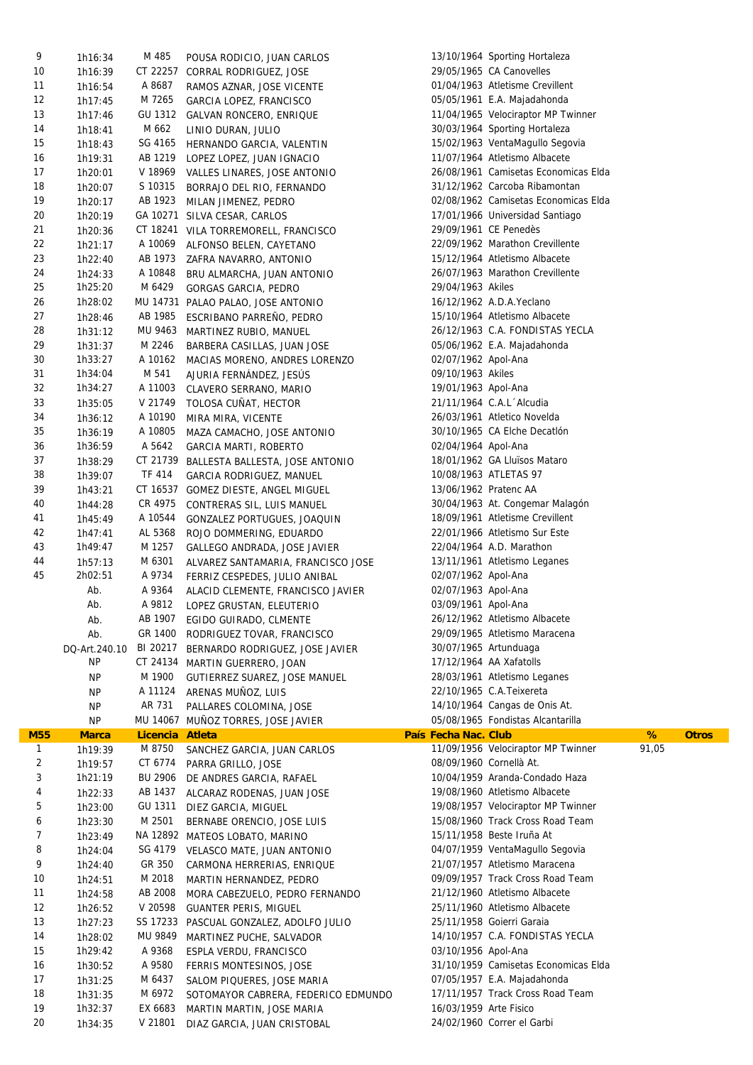| | | | | | | | | |
|---|---|---|---|---|---|---|---|---|
| 9 | 1h16:34 | M 485 | POUSA RODICIO, JUAN CARLOS | | 13/10/1964 | Sporting Hortaleza | | |
| 10 | 1h16:39 | CT 22257 | CORRAL RODRIGUEZ, JOSE | | 29/05/1965 | CA Canovelles | | |
| 11 | 1h16:54 | A 8687 | RAMOS AZNAR, JOSE VICENTE | | 01/04/1963 | Atletisme Crevillent | | |
| 12 | 1h17:45 | M 7265 | GARCIA LOPEZ, FRANCISCO | | 05/05/1961 | E.A. Majadahonda | | |
| 13 | 1h17:46 | GU 1312 | GALVAN RONCERO, ENRIQUE | | 11/04/1965 | Velociraptor MP Twinner | | |
| 14 | 1h18:41 | M 662 | LINIO DURAN, JULIO | | 30/03/1964 | Sporting Hortaleza | | |
| 15 | 1h18:43 | SG 4165 | HERNANDO GARCIA, VALENTIN | | 15/02/1963 | VentaMagullo Segovia | | |
| 16 | 1h19:31 | AB 1219 | LOPEZ LOPEZ, JUAN IGNACIO | | 11/07/1964 | Atletismo Albacete | | |
| 17 | 1h20:01 | V 18969 | VALLES LINARES, JOSE ANTONIO | | 26/08/1961 | Camisetas Economicas Elda | | |
| 18 | 1h20:07 | S 10315 | BORRAJO DEL RIO, FERNANDO | | 31/12/1962 | Carcoba Ribamontan | | |
| 19 | 1h20:17 | AB 1923 | MILAN JIMENEZ, PEDRO | | 02/08/1962 | Camisetas Economicas Elda | | |
| 20 | 1h20:19 | GA 10271 | SILVA CESAR, CARLOS | | 17/01/1966 | Universidad Santiago | | |
| 21 | 1h20:36 | CT 18241 | VILA TORREMORELL, FRANCISCO | | 29/09/1961 | CE Penedès | | |
| 22 | 1h21:17 | A 10069 | ALFONSO BELEN, CAYETANO | | 22/09/1962 | Marathon Crevillente | | |
| 23 | 1h22:40 | AB 1973 | ZAFRA NAVARRO, ANTONIO | | 15/12/1964 | Atletismo Albacete | | |
| 24 | 1h24:33 | A 10848 | BRU ALMARCHA, JUAN ANTONIO | | 26/07/1963 | Marathon Crevillente | | |
| 25 | 1h25:20 | M 6429 | GORGAS GARCIA, PEDRO | | 29/04/1963 | Akiles | | |
| 26 | 1h28:02 | MU 14731 | PALAO PALAO, JOSE ANTONIO | | 16/12/1962 | A.D.A.Yeclano | | |
| 27 | 1h28:46 | AB 1985 | ESCRIBANO PARREÑO, PEDRO | | 15/10/1964 | Atletismo Albacete | | |
| 28 | 1h31:12 | MU 9463 | MARTINEZ RUBIO, MANUEL | | 26/12/1963 | C.A. FONDISTAS YECLA | | |
| 29 | 1h31:37 | M 2246 | BARBERA CASILLAS, JUAN JOSE | | 05/06/1962 | E.A. Majadahonda | | |
| 30 | 1h33:27 | A 10162 | MACIAS MORENO, ANDRES LORENZO | | 02/07/1962 | Apol-Ana | | |
| 31 | 1h34:04 | M 541 | AJURIA FERNÁNDEZ, JESÚS | | 09/10/1963 | Akiles | | |
| 32 | 1h34:27 | A 11003 | CLAVERO SERRANO, MARIO | | 19/01/1963 | Apol-Ana | | |
| 33 | 1h35:05 | V 21749 | TOLOSA CUÑAT, HECTOR | | 21/11/1964 | C.A.L´Alcudia | | |
| 34 | 1h36:12 | A 10190 | MIRA MIRA, VICENTE | | 26/03/1961 | Atletico Novelda | | |
| 35 | 1h36:19 | A 10805 | MAZA CAMACHO, JOSE ANTONIO | | 30/10/1965 | CA Elche Decatlón | | |
| 36 | 1h36:59 | A 5642 | GARCIA MARTI, ROBERTO | | 02/04/1964 | Apol-Ana | | |
| 37 | 1h38:29 | CT 21739 | BALLESTA BALLESTA, JOSE ANTONIO | | 18/01/1962 | GA Lluïsos Mataro | | |
| 38 | 1h39:07 | TF 414 | GARCIA RODRIGUEZ, MANUEL | | 10/08/1963 | ATLETAS 97 | | |
| 39 | 1h43:21 | CT 16537 | GOMEZ DIESTE, ANGEL MIGUEL | | 13/06/1962 | Pratenc AA | | |
| 40 | 1h44:28 | CR 4975 | CONTRERAS SIL, LUIS MANUEL | | 30/04/1963 | At. Congemar Malagón | | |
| 41 | 1h45:49 | A 10544 | GONZALEZ PORTUGUES, JOAQUIN | | 18/09/1961 | Atletisme Crevillent | | |
| 42 | 1h47:41 | AL 5368 | ROJO DOMMERING, EDUARDO | | 22/01/1966 | Atletismo Sur Este | | |
| 43 | 1h49:47 | M 1257 | GALLEGO ANDRADA, JOSE JAVIER | | 22/04/1964 | A.D. Marathon | | |
| 44 | 1h57:13 | M 6301 | ALVAREZ SANTAMARIA, FRANCISCO JOSE | | 13/11/1961 | Atletismo Leganes | | |
| 45 | 2h02:51 | A 9734 | FERRIZ CESPEDES, JULIO ANIBAL | | 02/07/1962 | Apol-Ana | | |
| | Ab. | A 9364 | ALACID CLEMENTE, FRANCISCO JAVIER | | 02/07/1963 | Apol-Ana | | |
| | Ab. | A 9812 | LOPEZ GRUSTAN, ELEUTERIO | | 03/09/1961 | Apol-Ana | | |
| | Ab. | AB 1907 | EGIDO GUIRADO, CLMENTE | | 26/12/1962 | Atletismo Albacete | | |
| | Ab. | GR 1400 | RODRIGUEZ TOVAR, FRANCISCO | | 29/09/1965 | Atletismo Maracena | | |
| | DQ-Art.240.10 | BI 20217 | BERNARDO RODRIGUEZ, JOSE JAVIER | | 30/07/1965 | Artunduaga | | |
| | NP | CT 24134 | MARTIN GUERRERO, JOAN | | 17/12/1964 | AA Xafatolls | | |
| | NP | M 1900 | GUTIERREZ SUAREZ, JOSE MANUEL | | 28/03/1961 | Atletismo Leganes | | |
| | NP | A 11124 | ARENAS MUÑOZ, LUIS | | 22/10/1965 | C.A.Teixereta | | |
| | NP | AR 731 | PALLARES COLOMINA, JOSE | | 14/10/1964 | Cangas de Onis At. | | |
| | NP | MU 14067 | MUÑOZ TORRES, JOSE JAVIER | | 05/08/1965 | Fondistas Alcantarilla | | |
| **M55** | **Marca** | **Licencia** | **Atleta** | **País** | **Fecha Nac.** | **Club** | **%** | **Otros** |
| 1 | 1h19:39 | M 8750 | SANCHEZ GARCIA, JUAN CARLOS | | 11/09/1956 | Velociraptor MP Twinner | 91,05 | |
| 2 | 1h19:57 | CT 6774 | PARRA GRILLO, JOSE | | 08/09/1960 | Cornellà At. | | |
| 3 | 1h21:19 | BU 2906 | DE ANDRES GARCIA, RAFAEL | | 10/04/1959 | Aranda-Condado Haza | | |
| 4 | 1h22:33 | AB 1437 | ALCARAZ RODENAS, JUAN JOSE | | 19/08/1960 | Atletismo Albacete | | |
| 5 | 1h23:00 | GU 1311 | DIEZ GARCIA, MIGUEL | | 19/08/1957 | Velociraptor MP Twinner | | |
| 6 | 1h23:30 | M 2501 | BERNABE ORENCIO, JOSE LUIS | | 15/08/1960 | Track Cross Road Team | | |
| 7 | 1h23:49 | NA 12892 | MATEOS LOBATO, MARINO | | 15/11/1958 | Beste Iruña At | | |
| 8 | 1h24:04 | SG 4179 | VELASCO MATE, JUAN ANTONIO | | 04/07/1959 | VentaMagullo Segovia | | |
| 9 | 1h24:40 | GR 350 | CARMONA HERRERIAS, ENRIQUE | | 21/07/1957 | Atletismo Maracena | | |
| 10 | 1h24:51 | M 2018 | MARTIN HERNANDEZ, PEDRO | | 09/09/1957 | Track Cross Road Team | | |
| 11 | 1h24:58 | AB 2008 | MORA CABEZUELO, PEDRO FERNANDO | | 21/12/1960 | Atletismo Albacete | | |
| 12 | 1h26:52 | V 20598 | GUANTER PERIS, MIGUEL | | 25/11/1960 | Atletismo Albacete | | |
| 13 | 1h27:23 | SS 17233 | PASCUAL GONZALEZ, ADOLFO JULIO | | 25/11/1958 | Goierri Garaia | | |
| 14 | 1h28:02 | MU 9849 | MARTINEZ PUCHE, SALVADOR | | 14/10/1957 | C.A. FONDISTAS YECLA | | |
| 15 | 1h29:42 | A 9368 | ESPLA VERDU, FRANCISCO | | 03/10/1956 | Apol-Ana | | |
| 16 | 1h30:52 | A 9580 | FERRIS MONTESINOS, JOSE | | 31/10/1959 | Camisetas Economicas Elda | | |
| 17 | 1h31:25 | M 6437 | SALOM PIQUERES, JOSE MARIA | | 07/05/1957 | E.A. Majadahonda | | |
| 18 | 1h31:35 | M 6972 | SOTOMAYOR CABRERA, FEDERICO EDMUNDO | | 17/11/1957 | Track Cross Road Team | | |
| 19 | 1h32:37 | EX 6683 | MARTIN MARTIN, JOSE MARIA | | 16/03/1959 | Arte Fisico | | |
| 20 | 1h34:35 | V 21801 | DIAZ GARCIA, JUAN CRISTOBAL | | 24/02/1960 | Correr el Garbi | | |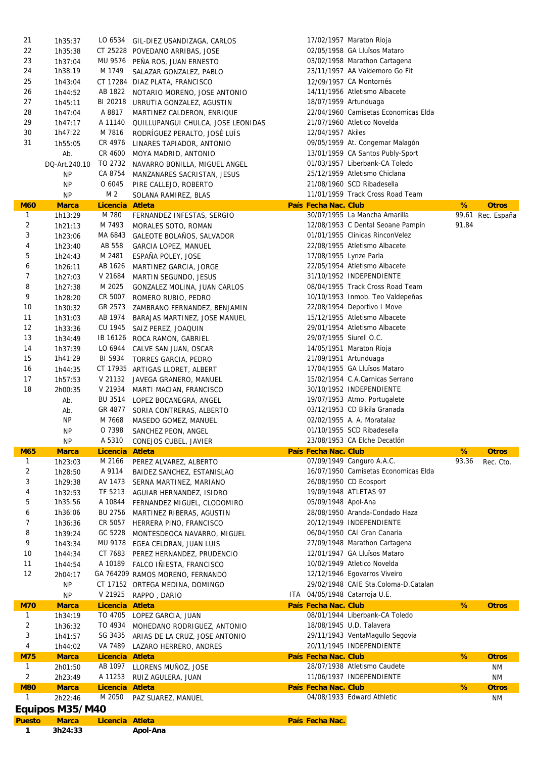| | | | | | | | | |
|---|---|---|---|---|---|---|---|---|
| 21 | 1h35:37 | LO 6534 | GIL-DIEZ USANDIZAGA, CARLOS | | 17/02/1957 | Maraton Rioja | | |
| 22 | 1h35:38 | CT 25228 | POVEDANO ARRIBAS, JOSE | | 02/05/1958 | GA Lluïsos Mataro | | |
| 23 | 1h37:04 | MU 9576 | PEÑA ROS, JUAN ERNESTO | | 03/02/1958 | Marathon Cartagena | | |
| 24 | 1h38:19 | M 1749 | SALAZAR GONZALEZ, PABLO | | 23/11/1957 | AA Valdemoro Go Fit | | |
| 25 | 1h43:04 | CT 17284 | DIAZ PLATA, FRANCISCO | | 12/09/1957 | CA Montornés | | |
| 26 | 1h44:52 | AB 1822 | NOTARIO MORENO, JOSE ANTONIO | | 14/11/1956 | Atletismo Albacete | | |
| 27 | 1h45:11 | BI 20218 | URRUTIA GONZALEZ, AGUSTIN | | 18/07/1959 | Artunduaga | | |
| 28 | 1h47:04 | A 8817 | MARTINEZ CALDERON, ENRIQUE | | 22/04/1960 | Camisetas Economicas Elda | | |
| 29 | 1h47:17 | A 11140 | QUILLUPANGUI CHULCA, JOSE LEONIDAS | | 21/07/1960 | Atletico Novelda | | |
| 30 | 1h47:22 | M 7816 | RODRÍGUEZ PERALTO, JOSÉ LUÍS | | 12/04/1957 | Akiles | | |
| 31 | 1h55:05 | CR 4976 | LINARES TAPIADOR, ANTONIO | | 09/05/1959 | At. Congemar Malagón | | |
| | Ab. | CR 4600 | MOYA MADRID, ANTONIO | | 13/01/1959 | CA Santos Publy-Sport | | |
| | DQ-Art.240.10 | TO 2732 | NAVARRO BONILLA, MIGUEL ANGEL | | 01/03/1957 | Liberbank-CA Toledo | | |
| | NP | CA 8754 | MANZANARES SACRISTAN, JESUS | | 25/12/1959 | Atletismo Chiclana | | |
| | NP | O 6045 | PIRE CALLEJO, ROBERTO | | 21/08/1960 | SCD Ribadesella | | |
| | NP | M 2 | SOLANA RAMIREZ, BLAS | | 11/01/1959 | Track Cross Road Team | | |
| **M60** | **Marca** | **Licencia** | **Atleta** | **País** | **Fecha Nac.** | **Club** | **%** | **Otros** |
| 1 | 1h13:29 | M 780 | FERNANDEZ INFESTAS, SERGIO | | 30/07/1955 | La Mancha Amarilla | 99,61 | Rec. España |
| 2 | 1h21:13 | M 7493 | MORALES SOTO, ROMAN | | 12/08/1953 | C Dental Seoane Pampín | 91,84 | |
| 3 | 1h23:06 | MA 6843 | GALEOTE BOLAÑOS, SALVADOR | | 01/01/1955 | Clinicas RinconVelez | | |
| 4 | 1h23:40 | AB 558 | GARCIA LOPEZ, MANUEL | | 22/08/1955 | Atletismo Albacete | | |
| 5 | 1h24:43 | M 2481 | ESPAÑA POLEY, JOSE | | 17/08/1955 | Lynze Parla | | |
| 6 | 1h26:11 | AB 1626 | MARTINEZ GARCIA, JORGE | | 22/05/1954 | Atletismo Albacete | | |
| 7 | 1h27:03 | V 21684 | MARTIN SEGUNDO, JESUS | | 31/10/1952 | INDEPENDIENTE | | |
| 8 | 1h27:38 | M 2025 | GONZALEZ MOLINA, JUAN CARLOS | | 08/04/1955 | Track Cross Road Team | | |
| 9 | 1h28:20 | CR 5007 | ROMERO RUBIO, PEDRO | | 10/10/1953 | Inmob. Teo Valdepeñas | | |
| 10 | 1h30:32 | GR 2573 | ZAMBRANO FERNANDEZ, BENJAMIN | | 22/08/1954 | Deportivo I Move | | |
| 11 | 1h31:03 | AB 1974 | BARAJAS MARTINEZ, JOSE MANUEL | | 15/12/1955 | Atletismo Albacete | | |
| 12 | 1h33:36 | CU 1945 | SAIZ PEREZ, JOAQUIN | | 29/01/1954 | Atletismo Albacete | | |
| 13 | 1h34:49 | IB 16126 | ROCA RAMON, GABRIEL | | 29/07/1955 | Siurell O.C. | | |
| 14 | 1h37:39 | LO 6944 | CALVE SAN JUAN, OSCAR | | 14/05/1951 | Maraton Rioja | | |
| 15 | 1h41:29 | BI 5934 | TORRES GARCIA, PEDRO | | 21/09/1951 | Artunduaga | | |
| 16 | 1h44:35 | CT 17935 | ARTIGAS LLORET, ALBERT | | 17/04/1955 | GA Lluïsos Mataro | | |
| 17 | 1h57:53 | V 21132 | JAVEGA GRANERO, MANUEL | | 15/02/1954 | C.A.Carnicas Serrano | | |
| 18 | 2h00:35 | V 21934 | MARTI MACIAN, FRANCISCO | | 30/10/1952 | INDEPENDIENTE | | |
| | Ab. | BU 3514 | LOPEZ BOCANEGRA, ANGEL | | 19/07/1953 | Atmo. Portugalete | | |
| | Ab. | GR 4877 | SORIA CONTRERAS, ALBERTO | | 03/12/1953 | CD Bikila Granada | | |
| | NP | M 7668 | MASEDO GOMEZ, MANUEL | | 02/02/1955 | A. A. Moratalaz | | |
| | NP | O 7398 | SANCHEZ PEON, ANGEL | | 01/10/1955 | SCD Ribadesella | | |
| | NP | A 5310 | CONEJOS CUBEL, JAVIER | | 23/08/1953 | CA Elche Decatlón | | |
| **M65** | **Marca** | **Licencia** | **Atleta** | **País** | **Fecha Nac.** | **Club** | **%** | **Otros** |
| 1 | 1h23:03 | M 2166 | PEREZ ALVAREZ, ALBERTO | | 07/09/1949 | Canguro A.A.C. | 93,36 | Rec. Cto. |
| 2 | 1h28:50 | A 9114 | BAIDEZ SANCHEZ, ESTANISLAO | | 16/07/1950 | Camisetas Economicas Elda | | |
| 3 | 1h29:38 | AV 1473 | SERNA MARTINEZ, MARIANO | | 26/08/1950 | CD Ecosport | | |
| 4 | 1h32:53 | TF 5213 | AGUIAR HERNANDEZ, ISIDRO | | 19/09/1948 | ATLETAS 97 | | |
| 5 | 1h35:56 | A 10844 | FERNANDEZ MIGUEL, CLODOMIRO | | 05/09/1948 | Apol-Ana | | |
| 6 | 1h36:06 | BU 2756 | MARTINEZ RIBERAS, AGUSTIN | | 28/08/1950 | Aranda-Condado Haza | | |
| 7 | 1h36:36 | CR 5057 | HERRERA PINO, FRANCISCO | | 20/12/1949 | INDEPENDIENTE | | |
| 8 | 1h39:24 | GC 5228 | MONTESDEOCA NAVARRO, MIGUEL | | 06/04/1950 | CAI Gran Canaria | | |
| 9 | 1h43:34 | MU 9178 | EGEA CELDRAN, JUAN LUIS | | 27/09/1948 | Marathon Cartagena | | |
| 10 | 1h44:34 | CT 7683 | PEREZ HERNANDEZ, PRUDENCIO | | 12/01/1947 | GA Lluïsos Mataro | | |
| 11 | 1h44:54 | A 10189 | FALCO IÑIESTA, FRANCISCO | | 10/02/1949 | Atletico Novelda | | |
| 12 | 2h04:17 | GA 764209 | RAMOS MORENO, FERNANDO | | 12/12/1946 | Egovarros Viveiro | | |
| | NP | CT 17152 | ORTEGA MEDINA, DOMINGO | | 29/02/1948 | CAIE Sta.Coloma-D.Catalan | | |
| | NP | V 21925 | RAPPO , DARIO | ITA | 04/05/1948 | Catarroja U.E. | | |
| **M70** | **Marca** | **Licencia** | **Atleta** | **País** | **Fecha Nac.** | **Club** | **%** | **Otros** |
| 1 | 1h34:19 | TO 4705 | LOPEZ GARCIA, JUAN | | 08/01/1944 | Liberbank-CA Toledo | | |
| 2 | 1h36:32 | TO 4934 | MOHEDANO RODRIGUEZ, ANTONIO | | 18/08/1945 | U.D. Talavera | | |
| 3 | 1h41:57 | SG 3435 | ARIAS DE LA CRUZ, JOSE ANTONIO | | 29/11/1943 | VentaMagullo Segovia | | |
| 4 | 1h44:02 | VA 7489 | LAZARO HERRERO, ANDRES | | 20/11/1945 | INDEPENDIENTE | | |
| **M75** | **Marca** | **Licencia** | **Atleta** | **País** | **Fecha Nac.** | **Club** | **%** | **Otros** |
| 1 | 2h01:50 | AB 1097 | LLORENS MUÑOZ, JOSE | | 28/07/1938 | Atletismo Caudete | | NM |
| 2 | 2h23:49 | A 11253 | RUIZ AGULERA, JUAN | | 11/06/1937 | INDEPENDIENTE | | NM |
| **M80** | **Marca** | **Licencia** | **Atleta** | **País** | **Fecha Nac.** | **Club** | **%** | **Otros** |
| 1 | 2h22:46 | M 2050 | PAZ SUAREZ, MANUEL | | 04/08/1933 | Edward Athletic | | NM |

## Equipos M35/M40

| Puesto | Marca | Licencia | Atleta | País | Fecha Nac. |
|---|---|---|---|---|---|
| **1** | **3h24:33** | | **Apol-Ana** | | |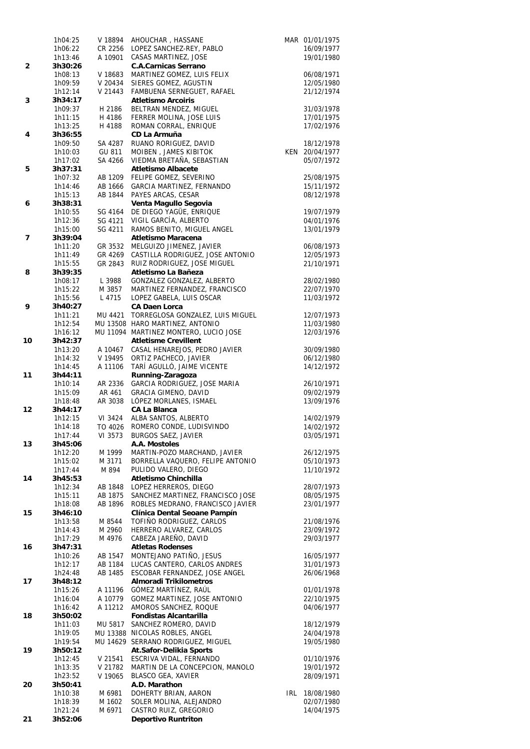| | | | | | |
|---|---|---|---|---|---|
| | 1h04:25 | V 18894 | AHOUCHAR , HASSANE | MAR | 01/01/1975 |
| | 1h06:22 | CR 2256 | LOPEZ SANCHEZ-REY, PABLO | | 16/09/1977 |
| | 1h13:46 | A 10901 | CASAS MARTINEZ, JOSE | | 19/01/1980 |
| **2** | **3h30:26** | | **C.A.Carnicas Serrano** | | |
| | 1h08:13 | V 18683 | MARTINEZ GOMEZ, LUIS FELIX | | 06/08/1971 |
| | 1h09:59 | V 20434 | SIERES GOMEZ, AGUSTIN | | 12/05/1980 |
| | 1h12:14 | V 21443 | FAMBUENA SERNEGUET, RAFAEL | | 21/12/1974 |
| **3** | **3h34:17** | | **Atletismo Arcoiris** | | |
| | 1h09:37 | H 2186 | BELTRAN MENDEZ, MIGUEL | | 31/03/1978 |
| | 1h11:15 | H 4186 | FERRER MOLINA, JOSE LUIS | | 17/01/1975 |
| | 1h13:25 | H 4188 | ROMAN CORRAL, ENRIQUE | | 17/02/1976 |
| **4** | **3h36:55** | | **CD La Armuña** | | |
| | 1h09:50 | SA 4287 | RUANO RORIGUEZ, DAVID | | 18/12/1978 |
| | 1h10:03 | GU 811 | MOIBEN , JAMES KIBITOK | KEN | 20/04/1977 |
| | 1h17:02 | SA 4266 | VIEDMA BRETAÑA, SEBASTIAN | | 05/07/1972 |
| **5** | **3h37:31** | | **Atletismo Albacete** | | |
| | 1h07:32 | AB 1209 | FELIPE GOMEZ, SEVERINO | | 25/08/1975 |
| | 1h14:46 | AB 1666 | GARCIA MARTINEZ, FERNANDO | | 15/11/1972 |
| | 1h15:13 | AB 1844 | PAYES ARCAS, CESAR | | 08/12/1978 |
| **6** | **3h38:31** | | **Venta Magullo Segovia** | | |
| | 1h10:55 | SG 4164 | DE DIEGO YAGÜE, ENRIQUE | | 19/07/1979 |
| | 1h12:36 | SG 4121 | VIGIL GARCÍA, ALBERTO | | 04/01/1976 |
| | 1h15:00 | SG 4211 | RAMOS BENITO, MIGUEL ANGEL | | 13/01/1979 |
| **7** | **3h39:04** | | **Atletismo Maracena** | | |
| | 1h11:20 | GR 3532 | MELGUIZO JIMENEZ, JAVIER | | 06/08/1973 |
| | 1h11:49 | GR 4269 | CASTILLA RODRIGUEZ, JOSE ANTONIO | | 12/05/1973 |
| | 1h15:55 | GR 2843 | RUIZ RODRIGUEZ, JOSE MIGUEL | | 21/10/1971 |
| **8** | **3h39:35** | | **Atletismo La Bañeza** | | |
| | 1h08:17 | L 3988 | GONZALEZ GONZALEZ, ALBERTO | | 28/02/1980 |
| | 1h15:22 | M 3857 | MARTINEZ FERNANDEZ, FRANCISCO | | 22/07/1970 |
| | 1h15:56 | L 4715 | LOPEZ GABELA, LUIS OSCAR | | 11/03/1972 |
| **9** | **3h40:27** | | **CA Daen Lorca** | | |
| | 1h11:21 | MU 4421 | TORREGLOSA GONZALEZ, LUIS MIGUEL | | 12/07/1973 |
| | 1h12:54 | MU 13508 | HARO MARTINEZ, ANTONIO | | 11/03/1980 |
| | 1h16:12 | MU 11094 | MARTINEZ MONTERO, LUCIO JOSE | | 12/03/1976 |
| **10** | **3h42:37** | | **Atletisme Crevillent** | | |
| | 1h13:20 | A 10467 | CASAL HENAREJOS, PEDRO JAVIER | | 30/09/1980 |
| | 1h14:32 | V 19495 | ORTIZ PACHECO, JAVIER | | 06/12/1980 |
| | 1h14:45 | A 11106 | TARÍ AGULLÓ, JAIME VICENTE | | 14/12/1972 |
| **11** | **3h44:11** | | **Running-Zaragoza** | | |
| | 1h10:14 | AR 2336 | GARCIA RODRIGUEZ, JOSE MARIA | | 26/10/1971 |
| | 1h15:09 | AR 461 | GRACIA GIMENO, DAVID | | 09/02/1979 |
| | 1h18:48 | AR 3038 | LÓPEZ MORLANES, ISMAEL | | 13/09/1976 |
| **12** | **3h44:17** | | **CA La Blanca** | | |
| | 1h12:15 | VI 3424 | ALBA SANTOS, ALBERTO | | 14/02/1979 |
| | 1h14:18 | TO 4026 | ROMERO CONDE, LUDISVINDO | | 14/02/1972 |
| | 1h17:44 | VI 3573 | BURGOS SAEZ, JAVIER | | 03/05/1971 |
| **13** | **3h45:06** | | **A.A. Mostoles** | | |
| | 1h12:20 | M 1999 | MARTIN-POZO MARCHAND, JAVIER | | 26/12/1975 |
| | 1h15:02 | M 3171 | BORRELLA VAQUERO, FELIPE ANTONIO | | 05/10/1973 |
| | 1h17:44 | M 894 | PULIDO VALERO, DIEGO | | 11/10/1972 |
| **14** | **3h45:53** | | **Atletismo Chinchilla** | | |
| | 1h12:34 | AB 1848 | LOPEZ HERREROS, DIEGO | | 28/07/1973 |
| | 1h15:11 | AB 1875 | SANCHEZ MARTINEZ, FRANCISCO JOSE | | 08/05/1975 |
| | 1h18:08 | AB 1896 | ROBLES MEDRANO, FRANCISCO JAVIER | | 23/01/1977 |
| **15** | **3h46:10** | | **Clínica Dental Seoane Pampín** | | |
| | 1h13:58 | M 8544 | TOFIÑO RODRIGUEZ, CARLOS | | 21/08/1976 |
| | 1h14:43 | M 2960 | HERRERO ALVAREZ, CARLOS | | 23/09/1972 |
| | 1h17:29 | M 4976 | CABEZA JAREÑO, DAVID | | 29/03/1977 |
| **16** | **3h47:31** | | **Atletas Rodenses** | | |
| | 1h10:26 | AB 1547 | MONTEJANO PATIÑO, JESUS | | 16/05/1977 |
| | 1h12:17 | AB 1184 | LUCAS CANTERO, CARLOS ANDRES | | 31/01/1973 |
| | 1h24:48 | AB 1485 | ESCOBAR FERNANDEZ, JOSE ANGEL | | 26/06/1968 |
| **17** | **3h48:12** | | **Almoradi Trikilometros** | | |
| | 1h15:26 | A 11196 | GÓMEZ MARTÍNEZ, RAÚL | | 01/01/1978 |
| | 1h16:04 | A 10779 | GOMEZ MARTINEZ, JOSE ANTONIO | | 22/10/1975 |
| | 1h16:42 | A 11212 | AMOROS SANCHEZ, ROQUE | | 04/06/1977 |
| **18** | **3h50:02** | | **Fondistas Alcantarilla** | | |
| | 1h11:03 | MU 5817 | SANCHEZ ROMERO, DAVID | | 18/12/1979 |
| | 1h19:05 | MU 13388 | NICOLAS ROBLES, ANGEL | | 24/04/1978 |
| | 1h19:54 | MU 14629 | SERRANO RODRIGUEZ, MIGUEL | | 19/05/1980 |
| **19** | **3h50:12** | | **At.Safor-Delikia Sports** | | |
| | 1h12:45 | V 21541 | ESCRIVA VIDAL, FERNANDO | | 01/10/1976 |
| | 1h13:35 | V 21782 | MARTIN DE LA CONCEPCION, MANOLO | | 19/01/1972 |
| | 1h23:52 | V 19065 | BLASCO GEA, XAVIER | | 28/09/1971 |
| **20** | **3h50:41** | | **A.D. Marathon** | | |
| | 1h10:38 | M 6981 | DOHERTY BRIAN, AARON | IRL | 18/08/1980 |
| | 1h18:39 | M 1602 | SOLER MOLINA, ALEJANDRO | | 02/07/1980 |
| | 1h21:24 | M 6971 | CASTRO RUIZ, GREGORIO | | 14/04/1975 |
| **21** | **3h52:06** | | **Deportivo Runtriton** | | |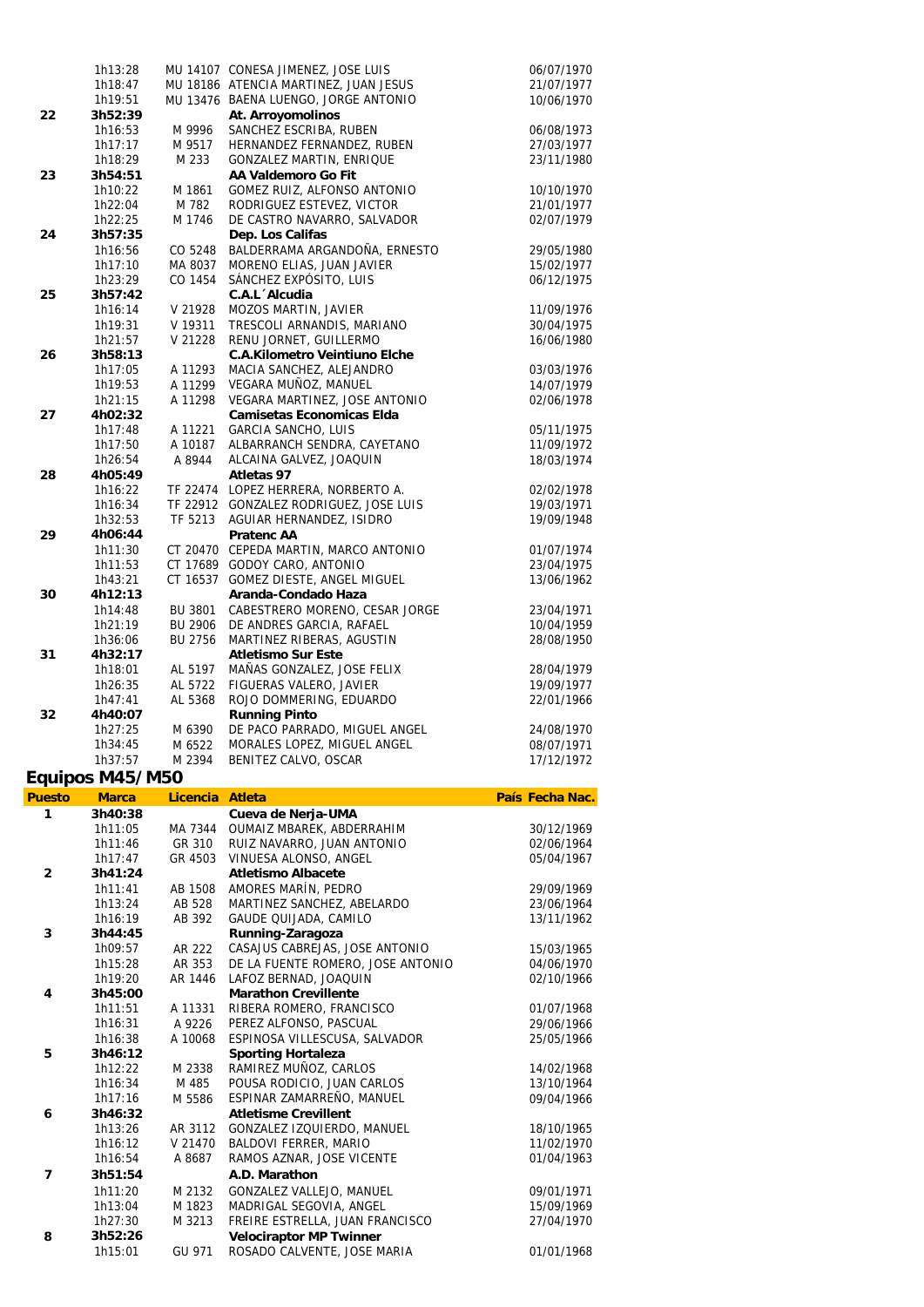| Puesto | Marca | Licencia | Atleta | País | Fecha Nac. |
|---|---|---|---|---|---|
| | 1h13:28 | MU 14107 | CONESA JIMENEZ, JOSE LUIS | | 06/07/1970 |
| | 1h18:47 | MU 18186 | ATENCIA MARTINEZ, JUAN JESUS | | 21/07/1977 |
| | 1h19:51 | MU 13476 | BAENA LUENGO, JORGE ANTONIO | | 10/06/1970 |
| **22** | **3h52:39** | | **At. Arroyomolinos** | | |
| | 1h16:53 | M 9996 | SANCHEZ ESCRIBA, RUBEN | | 06/08/1973 |
| | 1h17:17 | M 9517 | HERNANDEZ FERNANDEZ, RUBEN | | 27/03/1977 |
| | 1h18:29 | M 233 | GONZALEZ MARTIN, ENRIQUE | | 23/11/1980 |
| **23** | **3h54:51** | | **AA Valdemoro Go Fit** | | |
| | 1h10:22 | M 1861 | GOMEZ RUIZ, ALFONSO ANTONIO | | 10/10/1970 |
| | 1h22:04 | M 782 | RODRIGUEZ ESTEVEZ, VICTOR | | 21/01/1977 |
| | 1h22:25 | M 1746 | DE CASTRO NAVARRO, SALVADOR | | 02/07/1979 |
| **24** | **3h57:35** | | **Dep. Los Califas** | | |
| | 1h16:56 | CO 5248 | BALDERRAMA ARGANDOÑA, ERNESTO | | 29/05/1980 |
| | 1h17:10 | MA 8037 | MORENO ELIAS, JUAN JAVIER | | 15/02/1977 |
| | 1h23:29 | CO 1454 | SÁNCHEZ EXPÓSITO, LUIS | | 06/12/1975 |
| **25** | **3h57:42** | | **C.A.L´Alcudia** | | |
| | 1h16:14 | V 21928 | MOZOS MARTIN, JAVIER | | 11/09/1976 |
| | 1h19:31 | V 19311 | TRESCOLI ARNANDIS, MARIANO | | 30/04/1975 |
| | 1h21:57 | V 21228 | RENU JORNET, GUILLERMO | | 16/06/1980 |
| **26** | **3h58:13** | | **C.A.Kilometro Veintiuno Elche** | | |
| | 1h17:05 | A 11293 | MACIA SANCHEZ, ALEJANDRO | | 03/03/1976 |
| | 1h19:53 | A 11299 | VEGARA MUÑOZ, MANUEL | | 14/07/1979 |
| | 1h21:15 | A 11298 | VEGARA MARTINEZ, JOSE ANTONIO | | 02/06/1978 |
| **27** | **4h02:32** | | **Camisetas Economicas Elda** | | |
| | 1h17:48 | A 11221 | GARCIA SANCHO, LUIS | | 05/11/1975 |
| | 1h17:50 | A 10187 | ALBARRANCH SENDRA, CAYETANO | | 11/09/1972 |
| | 1h26:54 | A 8944 | ALCAINA GALVEZ, JOAQUIN | | 18/03/1974 |
| **28** | **4h05:49** | | **Atletas 97** | | |
| | 1h16:22 | TF 22474 | LOPEZ HERRERA, NORBERTO A. | | 02/02/1978 |
| | 1h16:34 | TF 22912 | GONZALEZ RODRIGUEZ, JOSE LUIS | | 19/03/1971 |
| | 1h32:53 | TF 5213 | AGUIAR HERNANDEZ, ISIDRO | | 19/09/1948 |
| **29** | **4h06:44** | | **Pratenc AA** | | |
| | 1h11:30 | CT 20470 | CEPEDA MARTIN, MARCO ANTONIO | | 01/07/1974 |
| | 1h11:53 | CT 17689 | GODOY CARO, ANTONIO | | 23/04/1975 |
| | 1h43:21 | CT 16537 | GOMEZ DIESTE, ANGEL MIGUEL | | 13/06/1962 |
| **30** | **4h12:13** | | **Aranda-Condado Haza** | | |
| | 1h14:48 | BU 3801 | CABESTRERO MORENO, CESAR JORGE | | 23/04/1971 |
| | 1h21:19 | BU 2906 | DE ANDRES GARCIA, RAFAEL | | 10/04/1959 |
| | 1h36:06 | BU 2756 | MARTINEZ RIBERAS, AGUSTIN | | 28/08/1950 |
| **31** | **4h32:17** | | **Atletismo Sur Este** | | |
| | 1h18:01 | AL 5197 | MAÑAS GONZALEZ, JOSE FELIX | | 28/04/1979 |
| | 1h26:35 | AL 5722 | FIGUERAS VALERO, JAVIER | | 19/09/1977 |
| | 1h47:41 | AL 5368 | ROJO DOMMERING, EDUARDO | | 22/01/1966 |
| **32** | **4h40:07** | | **Running Pinto** | | |
| | 1h27:25 | M 6390 | DE PACO PARRADO, MIGUEL ANGEL | | 24/08/1970 |
| | 1h34:45 | M 6522 | MORALES LOPEZ, MIGUEL ANGEL | | 08/07/1971 |
| | 1h37:57 | M 2394 | BENITEZ CALVO, OSCAR | | 17/12/1972 |

## Equipos M45/M50

| Puesto | Marca | Licencia | Atleta | País | Fecha Nac. |
|---|---|---|---|---|---|
| **1** | **3h40:38** | | **Cueva de Nerja-UMA** | | |
| | 1h11:05 | MA 7344 | OUMAIZ MBAREK, ABDERRAHIM | | 30/12/1969 |
| | 1h11:46 | GR 310 | RUIZ NAVARRO, JUAN ANTONIO | | 02/06/1964 |
| | 1h17:47 | GR 4503 | VINUESA ALONSO, ANGEL | | 05/04/1967 |
| **2** | **3h41:24** | | **Atletismo Albacete** | | |
| | 1h11:41 | AB 1508 | AMORES MARÍN, PEDRO | | 29/09/1969 |
| | 1h13:24 | AB 528 | MARTINEZ SANCHEZ, ABELARDO | | 23/06/1964 |
| | 1h16:19 | AB 392 | GAUDE QUIJADA, CAMILO | | 13/11/1962 |
| **3** | **3h44:45** | | **Running-Zaragoza** | | |
| | 1h09:57 | AR 222 | CASAJUS CABREJAS, JOSE ANTONIO | | 15/03/1965 |
| | 1h15:28 | AR 353 | DE LA FUENTE ROMERO, JOSE ANTONIO | | 04/06/1970 |
| | 1h19:20 | AR 1446 | LAFOZ BERNAD, JOAQUIN | | 02/10/1966 |
| **4** | **3h45:00** | | **Marathon Crevillente** | | |
| | 1h11:51 | A 11331 | RIBERA ROMERO, FRANCISCO | | 01/07/1968 |
| | 1h16:31 | A 9226 | PEREZ ALFONSO, PASCUAL | | 29/06/1966 |
| | 1h16:38 | A 10068 | ESPINOSA VILLESCUSA, SALVADOR | | 25/05/1966 |
| **5** | **3h46:12** | | **Sporting Hortaleza** | | |
| | 1h12:22 | M 2338 | RAMIREZ MUÑOZ, CARLOS | | 14/02/1968 |
| | 1h16:34 | M 485 | POUSA RODICIO, JUAN CARLOS | | 13/10/1964 |
| | 1h17:16 | M 5586 | ESPINAR ZAMARREÑO, MANUEL | | 09/04/1966 |
| **6** | **3h46:32** | | **Atletisme Crevillent** | | |
| | 1h13:26 | AR 3112 | GONZALEZ IZQUIERDO, MANUEL | | 18/10/1965 |
| | 1h16:12 | V 21470 | BALDOVI FERRER, MARIO | | 11/02/1970 |
| | 1h16:54 | A 8687 | RAMOS AZNAR, JOSE VICENTE | | 01/04/1963 |
| **7** | **3h51:54** | | **A.D. Marathon** | | |
| | 1h11:20 | M 2132 | GONZALEZ VALLEJO, MANUEL | | 09/01/1971 |
| | 1h13:04 | M 1823 | MADRIGAL SEGOVIA, ANGEL | | 15/09/1969 |
| | 1h27:30 | M 3213 | FREIRE ESTRELLA, JUAN FRANCISCO | | 27/04/1970 |
| **8** | **3h52:26** | | **Velociraptor MP Twinner** | | |
| | 1h15:01 | GU 971 | ROSADO CALVENTE, JOSE MARIA | | 01/01/1968 |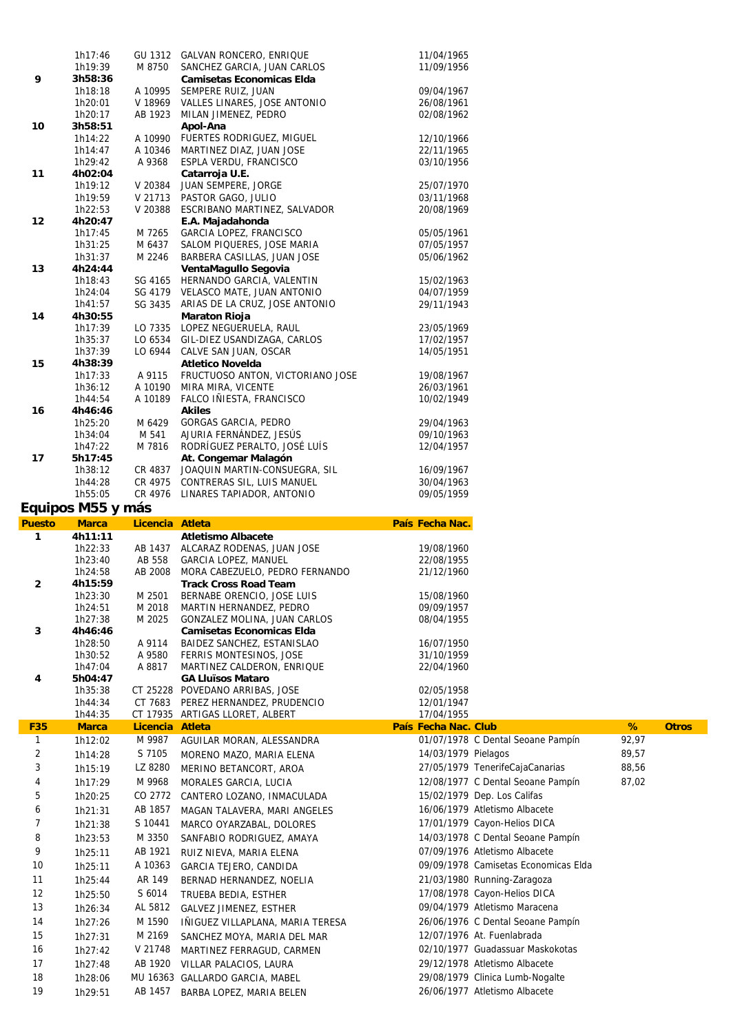| Puesto | Marca | Licencia | Atleta | País | Fecha Nac. |
|---|---|---|---|---|---|
| | 1h17:46 | GU 1312 | GALVAN RONCERO, ENRIQUE | | 11/04/1965 |
| | 1h19:39 | M 8750 | SANCHEZ GARCIA, JUAN CARLOS | | 11/09/1956 |
| **9** | **3h58:36** | | **Camisetas Economicas Elda** | | |
| | 1h18:18 | A 10995 | SEMPERE RUIZ, JUAN | | 09/04/1967 |
| | 1h20:01 | V 18969 | VALLES LINARES, JOSE ANTONIO | | 26/08/1961 |
| | 1h20:17 | AB 1923 | MILAN JIMENEZ, PEDRO | | 02/08/1962 |
| **10** | **3h58:51** | | **Apol-Ana** | | |
| | 1h14:22 | A 10990 | FUERTES RODRIGUEZ, MIGUEL | | 12/10/1966 |
| | 1h14:47 | A 10346 | MARTINEZ DIAZ, JUAN JOSE | | 22/11/1965 |
| | 1h29:42 | A 9368 | ESPLA VERDU, FRANCISCO | | 03/10/1956 |
| **11** | **4h02:04** | | **Catarroja U.E.** | | |
| | 1h19:12 | V 20384 | JUAN SEMPERE, JORGE | | 25/07/1970 |
| | 1h19:59 | V 21713 | PASTOR GAGO, JULIO | | 03/11/1968 |
| | 1h22:53 | V 20388 | ESCRIBANO MARTINEZ, SALVADOR | | 20/08/1969 |
| **12** | **4h20:47** | | **E.A. Majadahonda** | | |
| | 1h17:45 | M 7265 | GARCIA LOPEZ, FRANCISCO | | 05/05/1961 |
| | 1h31:25 | M 6437 | SALOM PIQUERES, JOSE MARIA | | 07/05/1957 |
| | 1h31:37 | M 2246 | BARBERA CASILLAS, JUAN JOSE | | 05/06/1962 |
| **13** | **4h24:44** | | **VentaMagullo Segovia** | | |
| | 1h18:43 | SG 4165 | HERNANDO GARCIA, VALENTIN | | 15/02/1963 |
| | 1h24:04 | SG 4179 | VELASCO MATE, JUAN ANTONIO | | 04/07/1959 |
| | 1h41:57 | SG 3435 | ARIAS DE LA CRUZ, JOSE ANTONIO | | 29/11/1943 |
| **14** | **4h30:55** | | **Maraton Rioja** | | |
| | 1h17:39 | LO 7335 | LOPEZ NEGUERUELA, RAUL | | 23/05/1969 |
| | 1h35:37 | LO 6534 | GIL-DIEZ USANDIZAGA, CARLOS | | 17/02/1957 |
| | 1h37:39 | LO 6944 | CALVE SAN JUAN, OSCAR | | 14/05/1951 |
| **15** | **4h38:39** | | **Atletico Novelda** | | |
| | 1h17:33 | A 9115 | FRUCTUOSO ANTON, VICTORIANO JOSE | | 19/08/1967 |
| | 1h36:12 | A 10190 | MIRA MIRA, VICENTE | | 26/03/1961 |
| | 1h44:54 | A 10189 | FALCO IÑIESTA, FRANCISCO | | 10/02/1949 |
| **16** | **4h46:46** | | **Akiles** | | |
| | 1h25:20 | M 6429 | GORGAS GARCIA, PEDRO | | 29/04/1963 |
| | 1h34:04 | M 541 | AJURIA FERNÁNDEZ, JESÚS | | 09/10/1963 |
| | 1h47:22 | M 7816 | RODRÍGUEZ PERALTO, JOSÉ LUÍS | | 12/04/1957 |
| **17** | **5h17:45** | | **At. Congemar Malagón** | | |
| | 1h38:12 | CR 4837 | JOAQUIN MARTIN-CONSUEGRA, SIL | | 16/09/1967 |
| | 1h44:28 | CR 4975 | CONTRERAS SIL, LUIS MANUEL | | 30/04/1963 |
| | 1h55:05 | CR 4976 | LINARES TAPIADOR, ANTONIO | | 09/05/1959 |

## Equipos M55 y más

| Puesto | Marca | Licencia | Atleta | País | Fecha Nac. |
|---|---|---|---|---|---|
| **1** | **4h11:11** | | **Atletismo Albacete** | | |
| | 1h22:33 | AB 1437 | ALCARAZ RODENAS, JUAN JOSE | | 19/08/1960 |
| | 1h23:40 | AB 558 | GARCIA LOPEZ, MANUEL | | 22/08/1955 |
| | 1h24:58 | AB 2008 | MORA CABEZUELO, PEDRO FERNANDO | | 21/12/1960 |
| **2** | **4h15:59** | | **Track Cross Road Team** | | |
| | 1h23:30 | M 2501 | BERNABE ORENCIO, JOSE LUIS | | 15/08/1960 |
| | 1h24:51 | M 2018 | MARTIN HERNANDEZ, PEDRO | | 09/09/1957 |
| | 1h27:38 | M 2025 | GONZALEZ MOLINA, JUAN CARLOS | | 08/04/1955 |
| **3** | **4h46:46** | | **Camisetas Economicas Elda** | | |
| | 1h28:50 | A 9114 | BAIDEZ SANCHEZ, ESTANISLAO | | 16/07/1950 |
| | 1h30:52 | A 9580 | FERRIS MONTESINOS, JOSE | | 31/10/1959 |
| | 1h47:04 | A 8817 | MARTINEZ CALDERON, ENRIQUE | | 22/04/1960 |
| **4** | **5h04:47** | | **GA Lluïsos Mataro** | | |
| | 1h35:38 | CT 25228 | POVEDANO ARRIBAS, JOSE | | 02/05/1958 |
| | 1h44:34 | CT 7683 | PEREZ HERNANDEZ, PRUDENCIO | | 12/01/1947 |
| | 1h44:35 | CT 17935 | ARTIGAS LLORET, ALBERT | | 17/04/1955 |

| F35 | Marca | Licencia | Atleta | País | Fecha Nac. | Club | % | Otros |
|---|---|---|---|---|---|---|---|---|
| 1 | 1h12:02 | M 9987 | AGUILAR MORAN, ALESSANDRA | | 01/07/1978 | C Dental Seoane Pampín | 92,97 | |
| 2 | 1h14:28 | S 7105 | MORENO MAZO, MARIA ELENA | | 14/03/1979 | Pielagos | 89,57 | |
| 3 | 1h15:19 | LZ 8280 | MERINO BETANCORT, AROA | | 27/05/1979 | TenerifeCajaCanarias | 88,56 | |
| 4 | 1h17:29 | M 9968 | MORALES GARCIA, LUCIA | | 12/08/1977 | C Dental Seoane Pampín | 87,02 | |
| 5 | 1h20:25 | CO 2772 | CANTERO LOZANO, INMACULADA | | 15/02/1979 | Dep. Los Califas | | |
| 6 | 1h21:31 | AB 1857 | MAGAN TALAVERA, MARI ANGELES | | 16/06/1979 | Atletismo Albacete | | |
| 7 | 1h21:38 | S 10441 | MARCO OYARZABAL, DOLORES | | 17/01/1979 | Cayon-Helios DICA | | |
| 8 | 1h23:53 | M 3350 | SANFABIO RODRIGUEZ, AMAYA | | 14/03/1978 | C Dental Seoane Pampín | | |
| 9 | 1h25:11 | AB 1921 | RUIZ NIEVA, MARIA ELENA | | 07/09/1976 | Atletismo Albacete | | |
| 10 | 1h25:11 | A 10363 | GARCIA TEJERO, CANDIDA | | 09/09/1978 | Camisetas Economicas Elda | | |
| 11 | 1h25:44 | AR 149 | BERNAD HERNANDEZ, NOELIA | | 21/03/1980 | Running-Zaragoza | | |
| 12 | 1h25:50 | S 6014 | TRUEBA BEDIA, ESTHER | | 17/08/1978 | Cayon-Helios DICA | | |
| 13 | 1h26:34 | AL 5812 | GALVEZ JIMENEZ, ESTHER | | 09/04/1979 | Atletismo Maracena | | |
| 14 | 1h27:26 | M 1590 | IÑIGUEZ VILLAPLANA, MARIA TERESA | | 26/06/1976 | C Dental Seoane Pampín | | |
| 15 | 1h27:31 | M 2169 | SANCHEZ MOYA, MARIA DEL MAR | | 12/07/1976 | At. Fuenlabrada | | |
| 16 | 1h27:42 | V 21748 | MARTINEZ FERRAGUD, CARMEN | | 02/10/1977 | Guadassuar Maskokotas | | |
| 17 | 1h27:48 | AB 1920 | VILLAR PALACIOS, LAURA | | 29/12/1978 | Atletismo Albacete | | |
| 18 | 1h28:06 | MU 16363 | GALLARDO GARCIA, MABEL | | 29/08/1979 | Clinica Lumb-Nogalte | | |
| 19 | 1h29:51 | AB 1457 | BARBA LOPEZ, MARIA BELEN | | 26/06/1977 | Atletismo Albacete | | |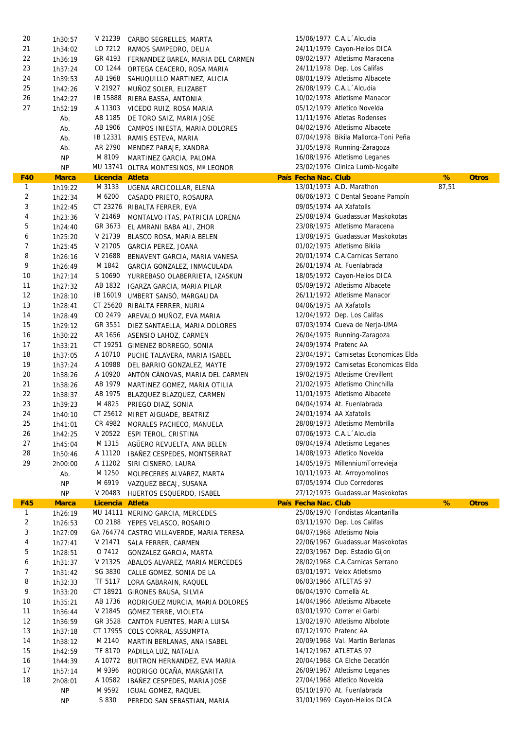| | | | | | | | | |
|---|---|---|---|---|---|---|---|---|
| 20 | 1h30:57 | V 21239 | CARBO SEGRELLES, MARTA | | 15/06/1977 | C.A.L´Alcudia | | |
| 21 | 1h34:02 | LO 7212 | RAMOS SAMPEDRO, DELIA | | 24/11/1979 | Cayon-Helios DICA | | |
| 22 | 1h36:19 | GR 4193 | FERNANDEZ BAREA, MARIA DEL CARMEN | | 09/02/1977 | Atletismo Maracena | | |
| 23 | 1h37:24 | CO 1244 | ORTEGA CEACERO, ROSA MARIA | | 24/11/1978 | Dep. Los Califas | | |
| 24 | 1h39:53 | AB 1968 | SAHUQUILLO MARTINEZ, ALICIA | | 08/01/1979 | Atletismo Albacete | | |
| 25 | 1h42:26 | V 21927 | MUÑOZ SOLER, ELIZABET | | 26/08/1979 | C.A.L´Alcudia | | |
| 26 | 1h42:27 | IB 15888 | RIERA BASSA, ANTONIA | | 10/02/1978 | Atletisme Manacor | | |
| 27 | 1h52:19 | A 11303 | VICEDO RUIZ, ROSA MARIA | | 05/12/1979 | Atletico Novelda | | |
| | Ab. | AB 1185 | DE TORO SAIZ, MARIA JOSE | | 11/11/1976 | Atletas Rodenses | | |
| | Ab. | AB 1906 | CAMPOS INIESTA, MARIA DOLORES | | 04/02/1976 | Atletismo Albacete | | |
| | Ab. | IB 12331 | RAMIS ESTEVA, MARIA | | 07/04/1978 | Bikila Mallorca-Toni Peña | | |
| | Ab. | AR 2790 | MENDEZ PARAJE, XANDRA | | 31/05/1978 | Running-Zaragoza | | |
| | NP | M 8109 | MARTINEZ GARCIA, PALOMA | | 16/08/1976 | Atletismo Leganes | | |
| | NP | MU 13741 | OLTRA MONTESINOS, Mª LEONOR | | 23/02/1976 | Clinica Lumb-Nogalte | | |
| **F40** | **Marca** | **Licencia** | **Atleta** | **País** | **Fecha Nac.** | **Club** | **%** | **Otros** |
| 1 | 1h19:22 | M 3133 | UGENA ARCICOLLAR, ELENA | | 13/01/1973 | A.D. Marathon | 87,51 | |
| 2 | 1h22:34 | M 6200 | CASADO PRIETO, ROSAURA | | 06/06/1973 | C Dental Seoane Pampín | | |
| 3 | 1h22:45 | CT 23276 | RIBALTA FERRER, EVA | | 09/05/1974 | AA Xafatolls | | |
| 4 | 1h23:36 | V 21469 | MONTALVO ITAS, PATRICIA LORENA | | 25/08/1974 | Guadassuar Maskokotas | | |
| 5 | 1h24:40 | GR 3673 | EL AMRANI BABA ALI, ZHOR | | 23/08/1975 | Atletismo Maracena | | |
| 6 | 1h25:20 | V 21739 | BLASCO ROSA, MARIA BELEN | | 13/08/1975 | Guadassuar Maskokotas | | |
| 7 | 1h25:45 | V 21705 | GARCIA PEREZ, JOANA | | 01/02/1975 | Atletismo Bikila | | |
| 8 | 1h26:16 | V 21688 | BENAVENT GARCIA, MARIA VANESA | | 20/01/1974 | C.A.Carnicas Serrano | | |
| 9 | 1h26:49 | M 1842 | GARCIA GONZALEZ, INMACULADA | | 26/01/1974 | At. Fuenlabrada | | |
| 10 | 1h27:14 | S 10690 | YURREBASO OLABERRIETA, IZASKUN | | 18/05/1972 | Cayon-Helios DICA | | |
| 11 | 1h27:32 | AB 1832 | IGARZA GARCIA, MARIA PILAR | | 05/09/1972 | Atletismo Albacete | | |
| 12 | 1h28:10 | IB 16019 | UMBERT SANSÓ, MARGALIDA | | 26/11/1972 | Atletisme Manacor | | |
| 13 | 1h28:41 | CT 25620 | RIBALTA FERRER, NURIA | | 04/06/1975 | AA Xafatolls | | |
| 14 | 1h28:49 | CO 2479 | AREVALO MUÑOZ, EVA MARIA | | 12/04/1972 | Dep. Los Califas | | |
| 15 | 1h29:12 | GR 3551 | DIEZ SANTAELLA, MARIA DOLORES | | 07/03/1974 | Cueva de Nerja-UMA | | |
| 16 | 1h30:22 | AR 1656 | ASENSIO LAHOZ, CARMEN | | 26/04/1975 | Running-Zaragoza | | |
| 17 | 1h33:21 | CT 19251 | GIMENEZ BORREGO, SONIA | | 24/09/1974 | Pratenc AA | | |
| 18 | 1h37:05 | A 10710 | PUCHE TALAVERA, MARIA ISABEL | | 23/04/1971 | Camisetas Economicas Elda | | |
| 19 | 1h37:24 | A 10988 | DEL BARRIO GONZALEZ, MAYTE | | 27/09/1972 | Camisetas Economicas Elda | | |
| 20 | 1h38:26 | A 10920 | ANTÓN CÁNOVAS, MARIA DEL CARMEN | | 19/02/1975 | Atletisme Crevillent | | |
| 21 | 1h38:26 | AB 1979 | MARTINEZ GOMEZ, MARIA OTILIA | | 21/02/1975 | Atletismo Chinchilla | | |
| 22 | 1h38:37 | AB 1975 | BLAZQUEZ BLAZQUEZ, CARMEN | | 11/01/1975 | Atletismo Albacete | | |
| 23 | 1h39:23 | M 4825 | PRIEGO DIAZ, SONIA | | 04/04/1974 | At. Fuenlabrada | | |
| 24 | 1h40:10 | CT 25612 | MIRET AIGUADE, BEATRIZ | | 24/01/1974 | AA Xafatolls | | |
| 25 | 1h41:01 | CR 4982 | MORALES PACHECO, MANUELA | | 28/08/1973 | Atletismo Membrilla | | |
| 26 | 1h42:25 | V 20522 | ESPI TEROL, CRISTINA | | 07/06/1973 | C.A.L´Alcudia | | |
| 27 | 1h45:04 | M 1315 | AGÜERO REVUELTA, ANA BELEN | | 09/04/1974 | Atletismo Leganes | | |
| 28 | 1h50:46 | A 11120 | IBAÑEZ CESPEDES, MONTSERRAT | | 14/08/1973 | Atletico Novelda | | |
| 29 | 2h00:00 | A 11202 | SIRI CISNERO, LAURA | | 14/05/1975 | MillenniumTorrevieja | | |
| | Ab. | M 1250 | MOLPECERES ALVAREZ, MARTA | | 10/11/1973 | At. Arroyomolinos | | |
| | NP | M 6919 | VAZQUEZ BECAJ, SUSANA | | 07/05/1974 | Club Corredores | | |
| | NP | V 20483 | HUERTOS ESQUERDO, ISABEL | | 27/12/1975 | Guadassuar Maskokotas | | |
| **F45** | **Marca** | **Licencia** | **Atleta** | **País** | **Fecha Nac.** | **Club** | **%** | **Otros** |
| 1 | 1h26:19 | MU 14111 | MERINO GARCIA, MERCEDES | | 25/06/1970 | Fondistas Alcantarilla | | |
| 2 | 1h26:53 | CO 2188 | YEPES VELASCO, ROSARIO | | 03/11/1970 | Dep. Los Califas | | |
| 3 | 1h27:09 | GA 764774 | CASTRO VILLAVERDE, MARIA TERESA | | 04/07/1968 | Atletismo Noia | | |
| 4 | 1h27:41 | V 21471 | SALA FERRER, CARMEN | | 22/06/1967 | Guadassuar Maskokotas | | |
| 5 | 1h28:51 | O 7412 | GONZALEZ GARCIA, MARTA | | 22/03/1967 | Dep. Estadio Gijon | | |
| 6 | 1h31:37 | V 21325 | ABALOS ALVAREZ, MARIA MERCEDES | | 28/02/1968 | C.A.Carnicas Serrano | | |
| 7 | 1h31:42 | SG 3830 | CALLE GOMEZ, SONIA DE LA | | 03/01/1971 | Velox Atletismo | | |
| 8 | 1h32:33 | TF 5117 | LORA GABARAIN, RAQUEL | | 06/03/1966 | ATLETAS 97 | | |
| 9 | 1h33:20 | CT 18921 | GIRONES BAUSA, SILVIA | | 06/04/1970 | Cornellà At. | | |
| 10 | 1h35:21 | AB 1736 | RODRIGUEZ MURCIA, MARIA DOLORES | | 14/04/1966 | Atletismo Albacete | | |
| 11 | 1h36:44 | V 21845 | GÓMEZ TERRE, VIOLETA | | 03/01/1970 | Correr el Garbi | | |
| 12 | 1h36:59 | GR 3528 | CANTON FUENTES, MARIA LUISA | | 13/02/1970 | Atletismo Albolote | | |
| 13 | 1h37:18 | CT 17955 | COLS CORRAL, ASSUMPTA | | 07/12/1970 | Pratenc AA | | |
| 14 | 1h38:12 | M 2140 | MARTIN BERLANAS, ANA ISABEL | | 20/09/1968 | Val. Martin Berlanas | | |
| 15 | 1h42:59 | TF 8170 | PADILLA LUZ, NATALIA | | 14/12/1967 | ATLETAS 97 | | |
| 16 | 1h44:39 | A 10772 | BUITRON HERNANDEZ, EVA MARIA | | 20/04/1968 | CA Elche Decatlón | | |
| 17 | 1h57:14 | M 9396 | RODRIGO OCAÑA, MARGARITA | | 26/09/1967 | Atletismo Leganes | | |
| 18 | 2h08:01 | A 10582 | IBAÑEZ CESPEDES, MARIA JOSE | | 27/04/1968 | Atletico Novelda | | |
| | NP | M 9592 | IGUAL GOMEZ, RAQUEL | | 05/10/1970 | At. Fuenlabrada | | |
| | NP | S 830 | PEREDO SAN SEBASTIAN, MARIA | | 31/01/1969 | Cayon-Helios DICA | | |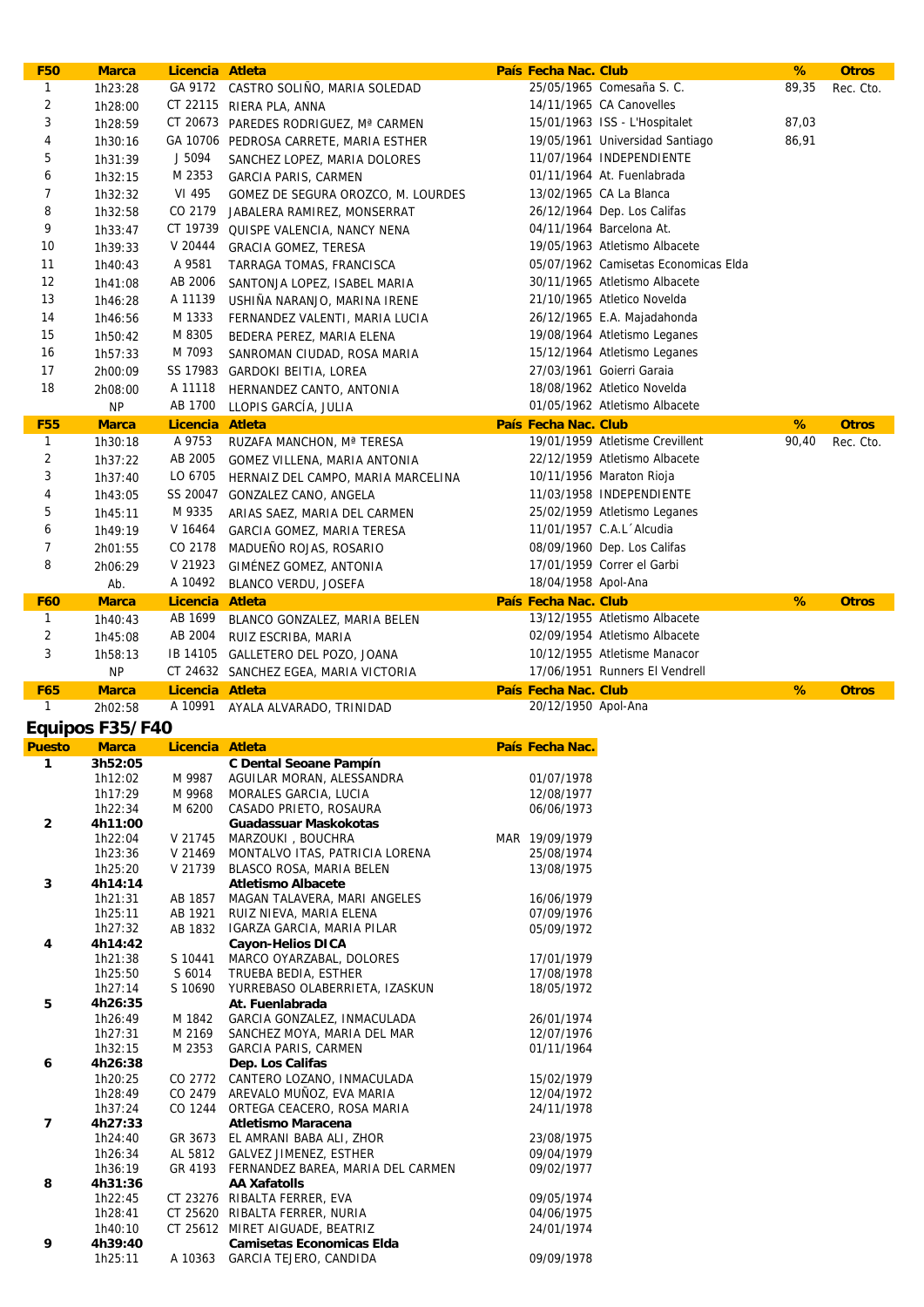| F50 | Marca | Licencia | Atleta | País | Fecha Nac. | Club | % | Otros |
|---|---|---|---|---|---|---|---|---|
| 1 | 1h23:28 | GA 9172 | CASTRO SOLIÑO, MARIA SOLEDAD | | 25/05/1965 | Comesaña S. C. | 89,35 | Rec. Cto. |
| 2 | 1h28:00 | CT 22115 | RIERA PLA, ANNA | | 14/11/1965 | CA Canovelles | | |
| 3 | 1h28:59 | CT 20673 | PAREDES RODRIGUEZ, Mª CARMEN | | 15/01/1963 | ISS - L'Hospitalet | 87,03 | |
| 4 | 1h30:16 | GA 10706 | PEDROSA CARRETE, MARIA ESTHER | | 19/05/1961 | Universidad Santiago | 86,91 | |
| 5 | 1h31:39 | J 5094 | SANCHEZ LOPEZ, MARIA DOLORES | | 11/07/1964 | INDEPENDIENTE | | |
| 6 | 1h32:15 | M 2353 | GARCIA PARIS, CARMEN | | 01/11/1964 | At. Fuenlabrada | | |
| 7 | 1h32:32 | VI 495 | GOMEZ DE SEGURA OROZCO, M. LOURDES | | 13/02/1965 | CA La Blanca | | |
| 8 | 1h32:58 | CO 2179 | JABALERA RAMIREZ, MONSERRAT | | 26/12/1964 | Dep. Los Califas | | |
| 9 | 1h33:47 | CT 19739 | QUISPE VALENCIA, NANCY NENA | | 04/11/1964 | Barcelona At. | | |
| 10 | 1h39:33 | V 20444 | GRACIA GOMEZ, TERESA | | 19/05/1963 | Atletismo Albacete | | |
| 11 | 1h40:43 | A 9581 | TARRAGA TOMAS, FRANCISCA | | 05/07/1962 | Camisetas Economicas Elda | | |
| 12 | 1h41:08 | AB 2006 | SANTONJA LOPEZ, ISABEL MARIA | | 30/11/1965 | Atletismo Albacete | | |
| 13 | 1h46:28 | A 11139 | USHIÑA NARANJO, MARINA IRENE | | 21/10/1965 | Atletico Novelda | | |
| 14 | 1h46:56 | M 1333 | FERNANDEZ VALENTI, MARIA LUCIA | | 26/12/1965 | E.A. Majadahonda | | |
| 15 | 1h50:42 | M 8305 | BEDERA PEREZ, MARIA ELENA | | 19/08/1964 | Atletismo Leganes | | |
| 16 | 1h57:33 | M 7093 | SANROMAN CIUDAD, ROSA MARIA | | 15/12/1964 | Atletismo Leganes | | |
| 17 | 2h00:09 | SS 17983 | GARDOKI BEITIA, LOREA | | 27/03/1961 | Goierri Garaia | | |
| 18 | 2h08:00 | A 11118 | HERNANDEZ CANTO, ANTONIA | | 18/08/1962 | Atletico Novelda | | |
| | NP | AB 1700 | LLOPIS GARCÍA, JULIA | | 01/05/1962 | Atletismo Albacete | | |

| F55 | Marca | Licencia | Atleta | País | Fecha Nac. | Club | % | Otros |
|---|---|---|---|---|---|---|---|---|
| 1 | 1h30:18 | A 9753 | RUZAFA MANCHON, Mª TERESA | | 19/01/1959 | Atletisme Crevillent | 90,40 | Rec. Cto. |
| 2 | 1h37:22 | AB 2005 | GOMEZ VILLENA, MARIA ANTONIA | | 22/12/1959 | Atletismo Albacete | | |
| 3 | 1h37:40 | LO 6705 | HERNAIZ DEL CAMPO, MARIA MARCELINA | | 10/11/1956 | Maraton Rioja | | |
| 4 | 1h43:05 | SS 20047 | GONZALEZ CANO, ANGELA | | 11/03/1958 | INDEPENDIENTE | | |
| 5 | 1h45:11 | M 9335 | ARIAS SAEZ, MARIA DEL CARMEN | | 25/02/1959 | Atletismo Leganes | | |
| 6 | 1h49:19 | V 16464 | GARCIA GOMEZ, MARIA TERESA | | 11/01/1957 | C.A.L´Alcudia | | |
| 7 | 2h01:55 | CO 2178 | MADUEÑO ROJAS, ROSARIO | | 08/09/1960 | Dep. Los Califas | | |
| 8 | 2h06:29 | V 21923 | GIMÉNEZ GOMEZ, ANTONIA | | 17/01/1959 | Correr el Garbi | | |
| | Ab. | A 10492 | BLANCO VERDU, JOSEFA | | 18/04/1958 | Apol-Ana | | |

| F60 | Marca | Licencia | Atleta | País | Fecha Nac. | Club | % | Otros |
|---|---|---|---|---|---|---|---|---|
| 1 | 1h40:43 | AB 1699 | BLANCO GONZALEZ, MARIA BELEN | | 13/12/1955 | Atletismo Albacete | | |
| 2 | 1h45:08 | AB 2004 | RUIZ ESCRIBA, MARIA | | 02/09/1954 | Atletismo Albacete | | |
| 3 | 1h58:13 | IB 14105 | GALLETERO DEL POZO, JOANA | | 10/12/1955 | Atletisme Manacor | | |
| | NP | CT 24632 | SANCHEZ EGEA, MARIA VICTORIA | | 17/06/1951 | Runners El Vendrell | | |

| F65 | Marca | Licencia | Atleta | País | Fecha Nac. | Club | % | Otros |
|---|---|---|---|---|---|---|---|---|
| 1 | 2h02:58 | A 10991 | AYALA ALVARADO, TRINIDAD | | 20/12/1950 | Apol-Ana | | |

## Equipos F35/F40

| Puesto | Marca | Licencia | Atleta | País | Fecha Nac. |
|---|---|---|---|---|---|
| **1** | **3h52:05** | | **C Dental Seoane Pampín** | | |
| | 1h12:02 | M 9987 | AGUILAR MORAN, ALESSANDRA | | 01/07/1978 |
| | 1h17:29 | M 9968 | MORALES GARCIA, LUCIA | | 12/08/1977 |
| | 1h22:34 | M 6200 | CASADO PRIETO, ROSAURA | | 06/06/1973 |
| **2** | **4h11:00** | | **Guadassuar Maskokotas** | | |
| | 1h22:04 | V 21745 | MARZOUKI , BOUCHRA | MAR | 19/09/1979 |
| | 1h23:36 | V 21469 | MONTALVO ITAS, PATRICIA LORENA | | 25/08/1974 |
| | 1h25:20 | V 21739 | BLASCO ROSA, MARIA BELEN | | 13/08/1975 |
| **3** | **4h14:14** | | **Atletismo Albacete** | | |
| | 1h21:31 | AB 1857 | MAGAN TALAVERA, MARI ANGELES | | 16/06/1979 |
| | 1h25:11 | AB 1921 | RUIZ NIEVA, MARIA ELENA | | 07/09/1976 |
| | 1h27:32 | AB 1832 | IGARZA GARCIA, MARIA PILAR | | 05/09/1972 |
| **4** | **4h14:42** | | **Cayon-Helios DICA** | | |
| | 1h21:38 | S 10441 | MARCO OYARZABAL, DOLORES | | 17/01/1979 |
| | 1h25:50 | S 6014 | TRUEBA BEDIA, ESTHER | | 17/08/1978 |
| | 1h27:14 | S 10690 | YURREBASO OLABERRIETA, IZASKUN | | 18/05/1972 |
| **5** | **4h26:35** | | **At. Fuenlabrada** | | |
| | 1h26:49 | M 1842 | GARCIA GONZALEZ, INMACULADA | | 26/01/1974 |
| | 1h27:31 | M 2169 | SANCHEZ MOYA, MARIA DEL MAR | | 12/07/1976 |
| | 1h32:15 | M 2353 | GARCIA PARIS, CARMEN | | 01/11/1964 |
| **6** | **4h26:38** | | **Dep. Los Califas** | | |
| | 1h20:25 | CO 2772 | CANTERO LOZANO, INMACULADA | | 15/02/1979 |
| | 1h28:49 | CO 2479 | AREVALO MUÑOZ, EVA MARIA | | 12/04/1972 |
| | 1h37:24 | CO 1244 | ORTEGA CEACERO, ROSA MARIA | | 24/11/1978 |
| **7** | **4h27:33** | | **Atletismo Maracena** | | |
| | 1h24:40 | GR 3673 | EL AMRANI BABA ALI, ZHOR | | 23/08/1975 |
| | 1h26:34 | AL 5812 | GALVEZ JIMENEZ, ESTHER | | 09/04/1979 |
| | 1h36:19 | GR 4193 | FERNANDEZ BAREA, MARIA DEL CARMEN | | 09/02/1977 |
| **8** | **4h31:36** | | **AA Xafatolls** | | |
| | 1h22:45 | CT 23276 | RIBALTA FERRER, EVA | | 09/05/1974 |
| | 1h28:41 | CT 25620 | RIBALTA FERRER, NURIA | | 04/06/1975 |
| | 1h40:10 | CT 25612 | MIRET AIGUADE, BEATRIZ | | 24/01/1974 |
| **9** | **4h39:40** | | **Camisetas Economicas Elda** | | |
| | 1h25:11 | A 10363 | GARCIA TEJERO, CANDIDA | | 09/09/1978 |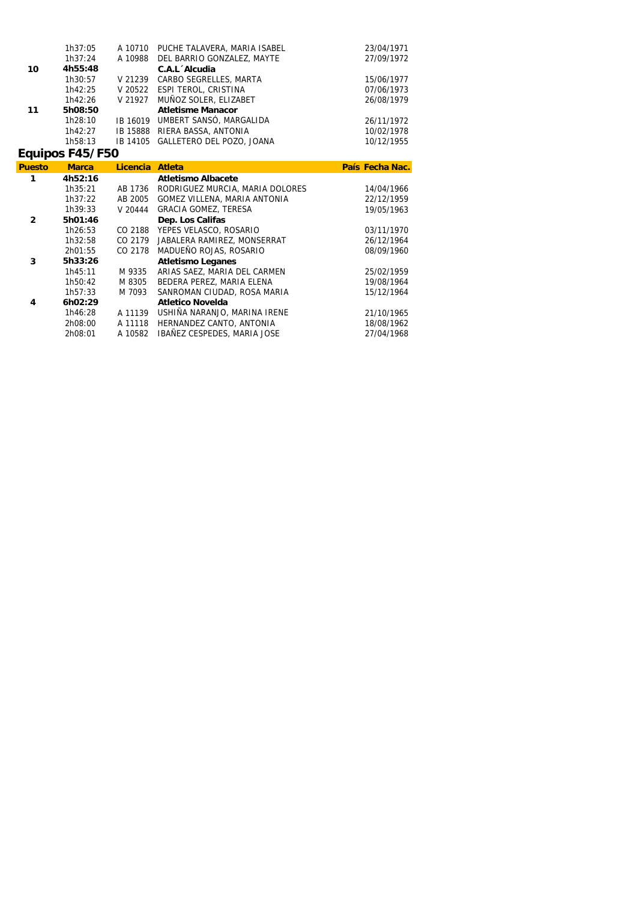| | | | | | |
|---|---|---|---|---|---|
| | 1h37:05 | A 10710 | PUCHE TALAVERA, MARIA ISABEL | | 23/04/1971 |
| | 1h37:24 | A 10988 | DEL BARRIO GONZALEZ, MAYTE | | 27/09/1972 |
| **10** | **4h55:48** | | **C.A.L´Alcudia** | | |
| | 1h30:57 | V 21239 | CARBO SEGRELLES, MARTA | | 15/06/1977 |
| | 1h42:25 | V 20522 | ESPI TEROL, CRISTINA | | 07/06/1973 |
| | 1h42:26 | V 21927 | MUÑOZ SOLER, ELIZABET | | 26/08/1979 |
| **11** | **5h08:50** | | **Atletisme Manacor** | | |
| | 1h28:10 | IB 16019 | UMBERT SANSÓ, MARGALIDA | | 26/11/1972 |
| | 1h42:27 | IB 15888 | RIERA BASSA, ANTONIA | | 10/02/1978 |
| | 1h58:13 | IB 14105 | GALLETERO DEL POZO, JOANA | | 10/12/1955 |

## Equipos F45/F50

| Puesto | Marca | Licencia | Atleta | País | Fecha Nac. |
|---|---|---|---|---|---|
| **1** | **4h52:16** | | **Atletismo Albacete** | | |
| | 1h35:21 | AB 1736 | RODRIGUEZ MURCIA, MARIA DOLORES | | 14/04/1966 |
| | 1h37:22 | AB 2005 | GOMEZ VILLENA, MARIA ANTONIA | | 22/12/1959 |
| | 1h39:33 | V 20444 | GRACIA GOMEZ, TERESA | | 19/05/1963 |
| **2** | **5h01:46** | | **Dep. Los Califas** | | |
| | 1h26:53 | CO 2188 | YEPES VELASCO, ROSARIO | | 03/11/1970 |
| | 1h32:58 | CO 2179 | JABALERA RAMIREZ, MONSERRAT | | 26/12/1964 |
| | 2h01:55 | CO 2178 | MADUEÑO ROJAS, ROSARIO | | 08/09/1960 |
| **3** | **5h33:26** | | **Atletismo Leganes** | | |
| | 1h45:11 | M 9335 | ARIAS SAEZ, MARIA DEL CARMEN | | 25/02/1959 |
| | 1h50:42 | M 8305 | BEDERA PEREZ, MARIA ELENA | | 19/08/1964 |
| | 1h57:33 | M 7093 | SANROMAN CIUDAD, ROSA MARIA | | 15/12/1964 |
| **4** | **6h02:29** | | **Atletico Novelda** | | |
| | 1h46:28 | A 11139 | USHIÑA NARANJO, MARINA IRENE | | 21/10/1965 |
| | 2h08:00 | A 11118 | HERNANDEZ CANTO, ANTONIA | | 18/08/1962 |
| | 2h08:01 | A 10582 | IBAÑEZ CESPEDES, MARIA JOSE | | 27/04/1968 |